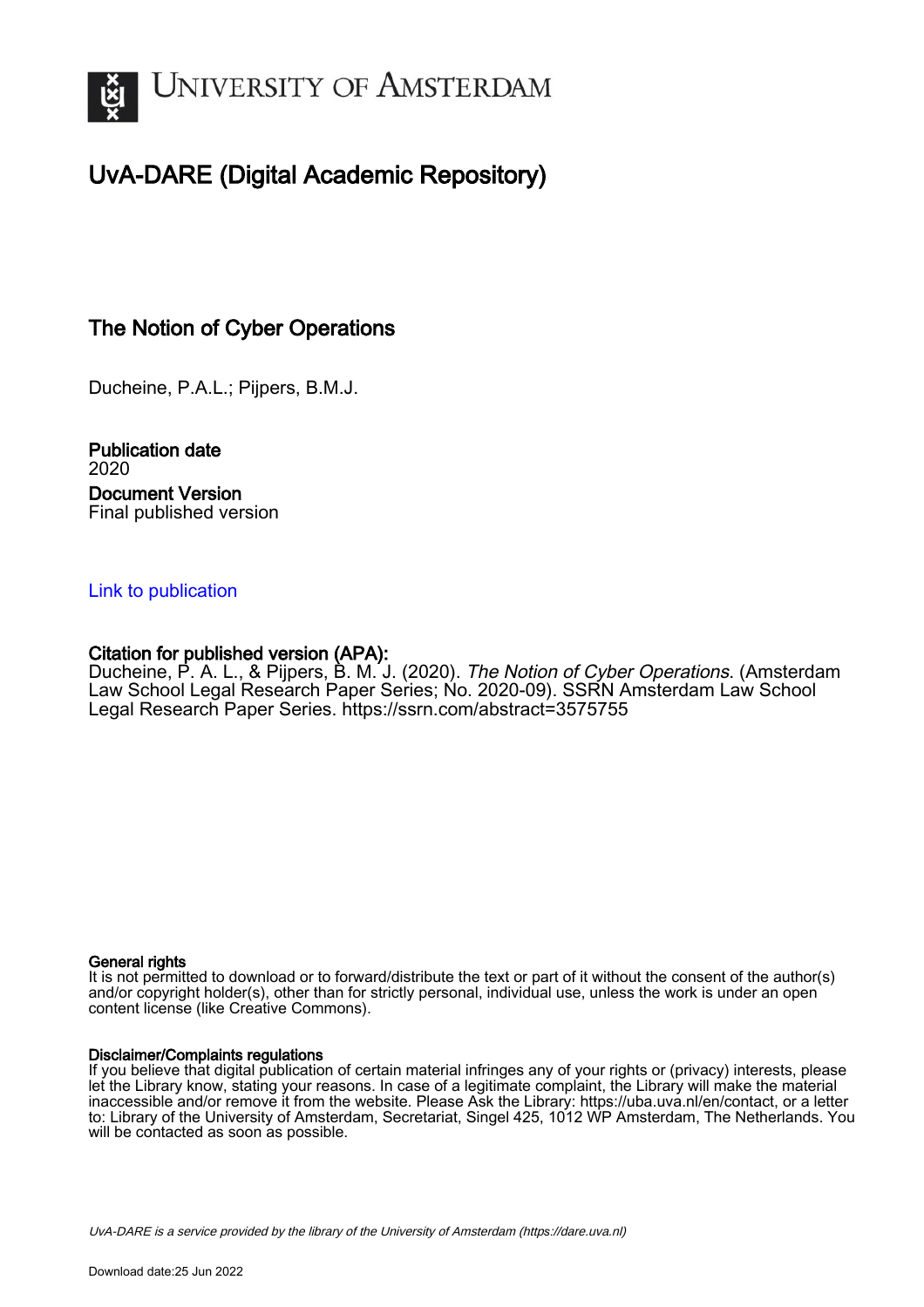# UvA-DARE (Digital Academic Repository)

## The Notion of Cyber Operations

Ducheine, P.A.L.; Pijpers, B.M.J.

**Publication date**
2020

**Document Version**
Final published version

Link to publication

**Citation for published version (APA):**
Ducheine, P. A. L., & Pijpers, B. M. J. (2020). *The Notion of Cyber Operations*. (Amsterdam Law School Legal Research Paper Series; No. 2020-09). SSRN Amsterdam Law School Legal Research Paper Series. https://ssrn.com/abstract=3575755

**General rights**
It is not permitted to download or to forward/distribute the text or part of it without the consent of the author(s) and/or copyright holder(s), other than for strictly personal, individual use, unless the work is under an open content license (like Creative Commons).

**Disclaimer/Complaints regulations**
If you believe that digital publication of certain material infringes any of your rights or (privacy) interests, please let the Library know, stating your reasons. In case of a legitimate complaint, the Library will make the material inaccessible and/or remove it from the website. Please Ask the Library: https://uba.uva.nl/en/contact, or a letter to: Library of the University of Amsterdam, Secretariat, Singel 425, 1012 WP Amsterdam, The Netherlands. You will be contacted as soon as possible.

*UvA-DARE is a service provided by the library of the University of Amsterdam (https://dare.uva.nl)*

Download date:25 Jun 2022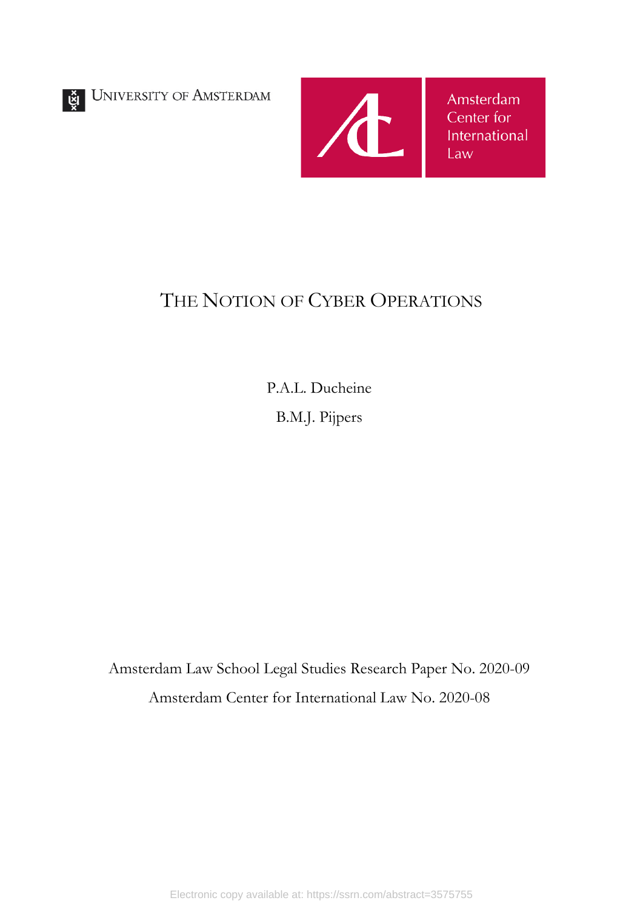UNIVERSITY OF AMSTERDAM

Amsterdam Center for International Law

# THE NOTION OF CYBER OPERATIONS

P.A.L. Ducheine

B.M.J. Pijpers

Amsterdam Law School Legal Studies Research Paper No. 2020-09

Amsterdam Center for International Law No. 2020-08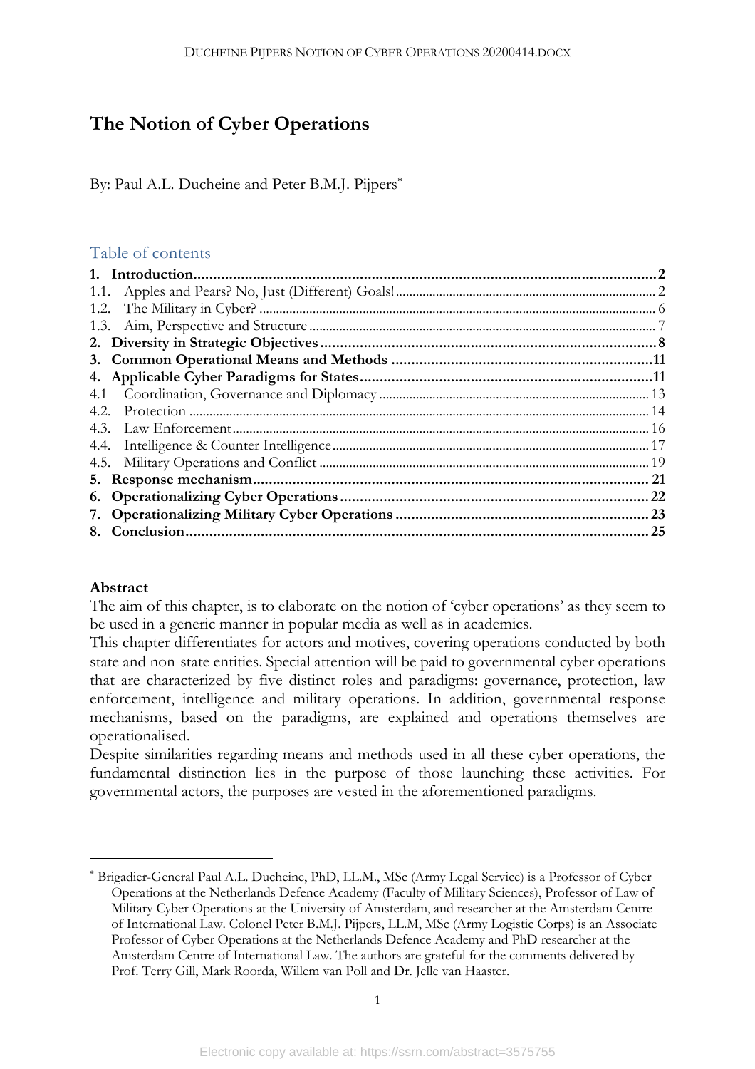# The Notion of Cyber Operations

By: Paul A.L. Ducheine and Peter B.M.J. Pijpers[*]

## Table of contents

| | |
|---|---|
| **1. Introduction** | **2** |
| 1.1. Apples and Pears? No, Just (Different) Goals! | 2 |
| 1.2. The Military in Cyber? | 6 |
| 1.3. Aim, Perspective and Structure | 7 |
| **2. Diversity in Strategic Objectives** | **8** |
| **3. Common Operational Means and Methods** | **11** |
| **4. Applicable Cyber Paradigms for States** | **11** |
| 4.1 Coordination, Governance and Diplomacy | 13 |
| 4.2. Protection | 14 |
| 4.3. Law Enforcement | 16 |
| 4.4. Intelligence & Counter Intelligence | 17 |
| 4.5. Military Operations and Conflict | 19 |
| **5. Response mechanism** | **21** |
| **6. Operationalizing Cyber Operations** | **22** |
| **7. Operationalizing Military Cyber Operations** | **23** |
| **8. Conclusion** | **25** |

**Abstract**

The aim of this chapter, is to elaborate on the notion of 'cyber operations' as they seem to be used in a generic manner in popular media as well as in academics.

This chapter differentiates for actors and motives, covering operations conducted by both state and non-state entities. Special attention will be paid to governmental cyber operations that are characterized by five distinct roles and paradigms: governance, protection, law enforcement, intelligence and military operations. In addition, governmental response mechanisms, based on the paradigms, are explained and operations themselves are operationalised.

Despite similarities regarding means and methods used in all these cyber operations, the fundamental distinction lies in the purpose of those launching these activities. For governmental actors, the purposes are vested in the aforementioned paradigms.

---

[*] Brigadier-General Paul A.L. Ducheine, PhD, LL.M., MSc (Army Legal Service) is a Professor of Cyber Operations at the Netherlands Defence Academy (Faculty of Military Sciences), Professor of Law of Military Cyber Operations at the University of Amsterdam, and researcher at the Amsterdam Centre of International Law. Colonel Peter B.M.J. Pijpers, LL.M, MSc (Army Logistic Corps) is an Associate Professor of Cyber Operations at the Netherlands Defence Academy and PhD researcher at the Amsterdam Centre of International Law. The authors are grateful for the comments delivered by Prof. Terry Gill, Mark Roorda, Willem van Poll and Dr. Jelle van Haaster.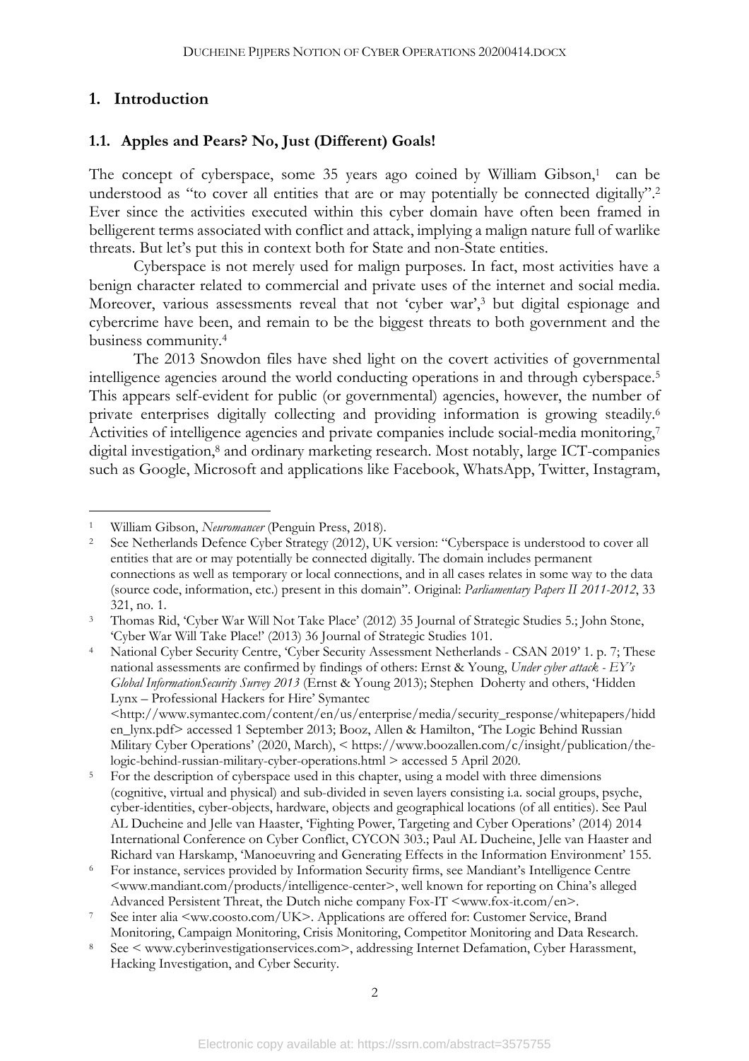# 1. Introduction

## 1.1. Apples and Pears? No, Just (Different) Goals!

The concept of cyberspace, some 35 years ago coined by William Gibson,[1] can be understood as "to cover all entities that are or may potentially be connected digitally".[2] Ever since the activities executed within this cyber domain have often been framed in belligerent terms associated with conflict and attack, implying a malign nature full of warlike threats. But let's put this in context both for State and non-State entities.

Cyberspace is not merely used for malign purposes. In fact, most activities have a benign character related to commercial and private uses of the internet and social media. Moreover, various assessments reveal that not 'cyber war',[3] but digital espionage and cybercrime have been, and remain to be the biggest threats to both government and the business community.[4]

The 2013 Snowdon files have shed light on the covert activities of governmental intelligence agencies around the world conducting operations in and through cyberspace.[5] This appears self-evident for public (or governmental) agencies, however, the number of private enterprises digitally collecting and providing information is growing steadily.[6] Activities of intelligence agencies and private companies include social-media monitoring,[7] digital investigation,[8] and ordinary marketing research. Most notably, large ICT-companies such as Google, Microsoft and applications like Facebook, WhatsApp, Twitter, Instagram,

---

[1] William Gibson, *Neuromancer* (Penguin Press, 2018).

[2] See Netherlands Defence Cyber Strategy (2012), UK version: "Cyberspace is understood to cover all entities that are or may potentially be connected digitally. The domain includes permanent connections as well as temporary or local connections, and in all cases relates in some way to the data (source code, information, etc.) present in this domain". Original: *Parliamentary Papers II 2011-2012*, 33 321, no. 1.

[3] Thomas Rid, 'Cyber War Will Not Take Place' (2012) 35 Journal of Strategic Studies 5.; John Stone, 'Cyber War Will Take Place!' (2013) 36 Journal of Strategic Studies 101.

[4] National Cyber Security Centre, 'Cyber Security Assessment Netherlands - CSAN 2019' 1. p. 7; These national assessments are confirmed by findings of others: Ernst & Young, *Under cyber attack - EY's Global InformationSecurity Survey 2013* (Ernst & Young 2013); Stephen Doherty and others, 'Hidden Lynx – Professional Hackers for Hire' Symantec <http://www.symantec.com/content/en/us/enterprise/media/security_response/whitepapers/hidden_lynx.pdf> accessed 1 September 2013; Booz, Allen & Hamilton, 'The Logic Behind Russian Military Cyber Operations' (2020, March), < https://www.boozallen.com/c/insight/publication/the-logic-behind-russian-military-cyber-operations.html > accessed 5 April 2020.

[5] For the description of cyberspace used in this chapter, using a model with three dimensions (cognitive, virtual and physical) and sub-divided in seven layers consisting i.a. social groups, psyche, cyber-identities, cyber-objects, hardware, objects and geographical locations (of all entities). See Paul AL Ducheine and Jelle van Haaster, 'Fighting Power, Targeting and Cyber Operations' (2014) 2014 International Conference on Cyber Conflict, CYCON 303.; Paul AL Ducheine, Jelle van Haaster and Richard van Harskamp, 'Manoeuvring and Generating Effects in the Information Environment' 155.

[6] For instance, services provided by Information Security firms, see Mandiant's Intelligence Centre <www.mandiant.com/products/intelligence-center>, well known for reporting on China's alleged Advanced Persistent Threat, the Dutch niche company Fox-IT <www.fox-it.com/en>.

[7] See inter alia <ww.coosto.com/UK>. Applications are offered for: Customer Service, Brand Monitoring, Campaign Monitoring, Crisis Monitoring, Competitor Monitoring and Data Research.

[8] See < www.cyberinvestigationservices.com>, addressing Internet Defamation, Cyber Harassment, Hacking Investigation, and Cyber Security.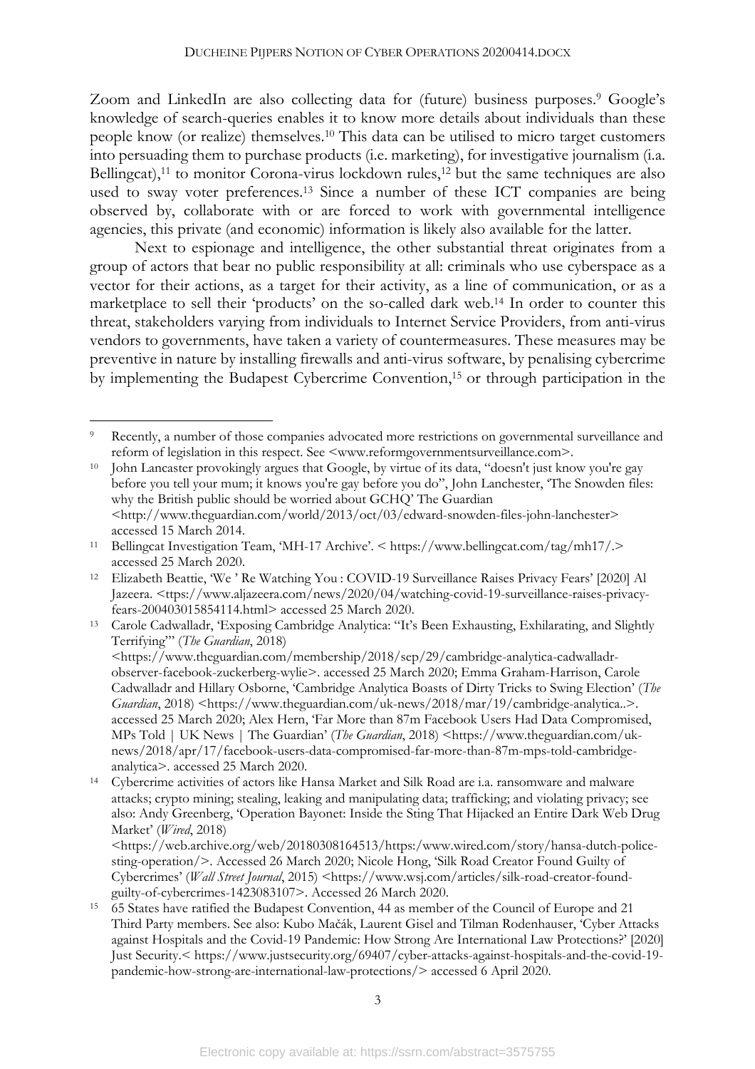Zoom and LinkedIn are also collecting data for (future) business purposes.[9] Google's knowledge of search-queries enables it to know more details about individuals than these people know (or realize) themselves.[10] This data can be utilised to micro target customers into persuading them to purchase products (i.e. marketing), for investigative journalism (i.a. Bellingcat),[11] to monitor Corona-virus lockdown rules,[12] but the same techniques are also used to sway voter preferences.[13] Since a number of these ICT companies are being observed by, collaborate with or are forced to work with governmental intelligence agencies, this private (and economic) information is likely also available for the latter.

Next to espionage and intelligence, the other substantial threat originates from a group of actors that bear no public responsibility at all: criminals who use cyberspace as a vector for their actions, as a target for their activity, as a line of communication, or as a marketplace to sell their 'products' on the so-called dark web.[14] In order to counter this threat, stakeholders varying from individuals to Internet Service Providers, from anti-virus vendors to governments, have taken a variety of countermeasures. These measures may be preventive in nature by installing firewalls and anti-virus software, by penalising cybercrime by implementing the Budapest Cybercrime Convention,[15] or through participation in the

---

[9] Recently, a number of those companies advocated more restrictions on governmental surveillance and reform of legislation in this respect. See <www.reformgovernmentsurveillance.com>.

[10] John Lancaster provokingly argues that Google, by virtue of its data, "doesn't just know you're gay before you tell your mum; it knows you're gay before you do", John Lanchester, 'The Snowden files: why the British public should be worried about GCHQ' The Guardian <http://www.theguardian.com/world/2013/oct/03/edward-snowden-files-john-lanchester> accessed 15 March 2014.

[11] Bellingcat Investigation Team, 'MH-17 Archive'. < https://www.bellingcat.com/tag/mh17/.> accessed 25 March 2020.

[12] Elizabeth Beattie, 'We ' Re Watching You : COVID-19 Surveillance Raises Privacy Fears' [2020] Al Jazeera. <ttps://www.aljazeera.com/news/2020/04/watching-covid-19-surveillance-raises-privacy-fears-200403015854114.html> accessed 25 March 2020.

[13] Carole Cadwalladr, 'Exposing Cambridge Analytica: "It's Been Exhausting, Exhilarating, and Slightly Terrifying"' (*The Guardian*, 2018) <https://www.theguardian.com/membership/2018/sep/29/cambridge-analytica-cadwalladr-observer-facebook-zuckerberg-wylie>. accessed 25 March 2020; Emma Graham-Harrison, Carole Cadwalladr and Hillary Osborne, 'Cambridge Analytica Boasts of Dirty Tricks to Swing Election' (*The Guardian*, 2018) <https://www.theguardian.com/uk-news/2018/mar/19/cambridge-analytica..>. accessed 25 March 2020; Alex Hern, 'Far More than 87m Facebook Users Had Data Compromised, MPs Told | UK News | The Guardian' (*The Guardian*, 2018) <https://www.theguardian.com/uk-news/2018/apr/17/facebook-users-data-compromised-far-more-than-87m-mps-told-cambridge-analytica>. accessed 25 March 2020.

[14] Cybercrime activities of actors like Hansa Market and Silk Road are i.a. ransomware and malware attacks; crypto mining; stealing, leaking and manipulating data; trafficking; and violating privacy; see also: Andy Greenberg, 'Operation Bayonet: Inside the Sting That Hijacked an Entire Dark Web Drug Market' (*Wired*, 2018) <https://web.archive.org/web/20180308164513/https:/www.wired.com/story/hansa-dutch-police-sting-operation/>. Accessed 26 March 2020; Nicole Hong, 'Silk Road Creator Found Guilty of Cybercrimes' (*Wall Street Journal*, 2015) <https://www.wsj.com/articles/silk-road-creator-found-guilty-of-cybercrimes-1423083107>. Accessed 26 March 2020.

[15] 65 States have ratified the Budapest Convention, 44 as member of the Council of Europe and 21 Third Party members. See also: Kubo Mačák, Laurent Gisel and Tilman Rodenhauser, 'Cyber Attacks against Hospitals and the Covid-19 Pandemic: How Strong Are International Law Protections?' [2020] Just Security.< https://www.justsecurity.org/69407/cyber-attacks-against-hospitals-and-the-covid-19-pandemic-how-strong-are-international-law-protections/> accessed 6 April 2020.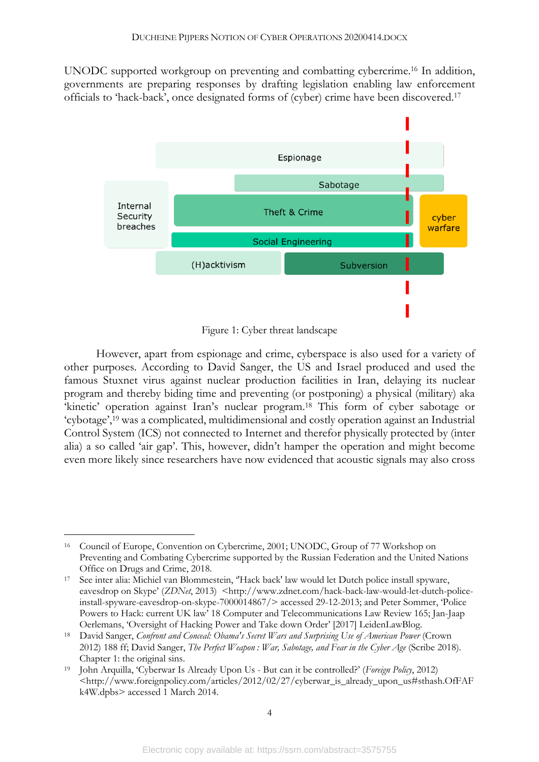UNODC supported workgroup on preventing and combatting cybercrime.[16] In addition, governments are preparing responses by drafting legislation enabling law enforcement officials to 'hack-back', once designated forms of (cyber) crime have been discovered.[17]

Espionage
Sabotage
Internal Security breaches
Theft & Crime
cyber warfare
Social Engineering
(H)acktivism
Subversion

Figure 1: Cyber threat landscape

However, apart from espionage and crime, cyberspace is also used for a variety of other purposes. According to David Sanger, the US and Israel produced and used the famous Stuxnet virus against nuclear production facilities in Iran, delaying its nuclear program and thereby biding time and preventing (or postponing) a physical (military) aka 'kinetic' operation against Iran's nuclear program.[18] This form of cyber sabotage or 'cybotage',[19] was a complicated, multidimensional and costly operation against an Industrial Control System (ICS) not connected to Internet and therefor physically protected by (inter alia) a so called 'air gap'. This, however, didn't hamper the operation and might become even more likely since researchers have now evidenced that acoustic signals may also cross

---

[16] Council of Europe, Convention on Cybercrime, 2001; UNODC, Group of 77 Workshop on Preventing and Combating Cybercrime supported by the Russian Federation and the United Nations Office on Drugs and Crime, 2018.

[17] See inter alia: Michiel van Blommestein, ''Hack back' law would let Dutch police install spyware, eavesdrop on Skype' (*ZDNet*, 2013) <http://www.zdnet.com/hack-back-law-would-let-dutch-police-install-spyware-eavesdrop-on-skype-7000014867/> accessed 29-12-2013; and Peter Sommer, 'Police Powers to Hack: current UK law' 18 Computer and Telecommunications Law Review 165; Jan-Jaap Oerlemans, 'Oversight of Hacking Power and Take down Order' [2017] LeidenLawBlog.

[18] David Sanger, *Confront and Conceal: Obama's Secret Wars and Surprising Use of American Power* (Crown 2012) 188 ff; David Sanger, *The Perfect Weapon : War, Sabotage, and Fear in the Cyber Age* (Scribe 2018). Chapter 1: the original sins.

[19] John Arquilla, 'Cyberwar Is Already Upon Us - But can it be controlled?' (*Foreign Policy*, 2012) <http://www.foreignpolicy.com/articles/2012/02/27/cyberwar_is_already_upon_us#sthash.OfFAFk4W.dpbs> accessed 1 March 2014.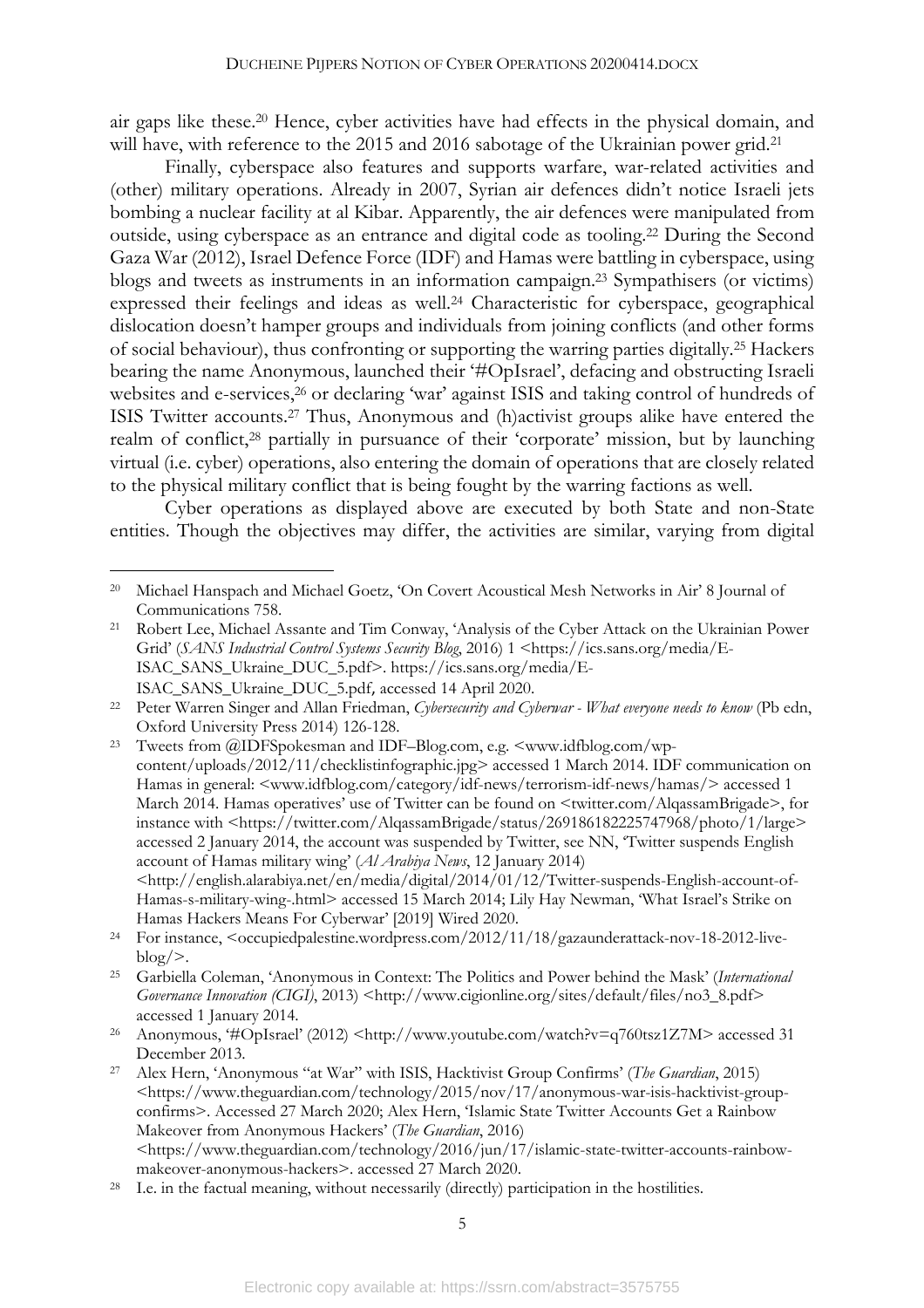air gaps like these.[20] Hence, cyber activities have had effects in the physical domain, and will have, with reference to the 2015 and 2016 sabotage of the Ukrainian power grid.[21]

Finally, cyberspace also features and supports warfare, war-related activities and (other) military operations. Already in 2007, Syrian air defences didn't notice Israeli jets bombing a nuclear facility at al Kibar. Apparently, the air defences were manipulated from outside, using cyberspace as an entrance and digital code as tooling.[22] During the Second Gaza War (2012), Israel Defence Force (IDF) and Hamas were battling in cyberspace, using blogs and tweets as instruments in an information campaign.[23] Sympathisers (or victims) expressed their feelings and ideas as well.[24] Characteristic for cyberspace, geographical dislocation doesn't hamper groups and individuals from joining conflicts (and other forms of social behaviour), thus confronting or supporting the warring parties digitally.[25] Hackers bearing the name Anonymous, launched their '#OpIsrael', defacing and obstructing Israeli websites and e-services,[26] or declaring 'war' against ISIS and taking control of hundreds of ISIS Twitter accounts.[27] Thus, Anonymous and (h)activist groups alike have entered the realm of conflict,[28] partially in pursuance of their 'corporate' mission, but by launching virtual (i.e. cyber) operations, also entering the domain of operations that are closely related to the physical military conflict that is being fought by the warring factions as well.

Cyber operations as displayed above are executed by both State and non-State entities. Though the objectives may differ, the activities are similar, varying from digital

---

[20] Michael Hanspach and Michael Goetz, 'On Covert Acoustical Mesh Networks in Air' 8 Journal of Communications 758.

[21] Robert Lee, Michael Assante and Tim Conway, 'Analysis of the Cyber Attack on the Ukrainian Power Grid' (*SANS Industrial Control Systems Security Blog*, 2016) 1 <https://ics.sans.org/media/E-ISAC_SANS_Ukraine_DUC_5.pdf>. https://ics.sans.org/media/E-ISAC_SANS_Ukraine_DUC_5.pdf, accessed 14 April 2020.

[22] Peter Warren Singer and Allan Friedman, *Cybersecurity and Cyberwar - What everyone needs to know* (Pb edn, Oxford University Press 2014) 126-128.

[23] Tweets from @IDFSpokesman and IDF–Blog.com, e.g. <www.idfblog.com/wp-content/uploads/2012/11/checklistinfographic.jpg> accessed 1 March 2014. IDF communication on Hamas in general: <www.idfblog.com/category/idf-news/terrorism-idf-news/hamas/> accessed 1 March 2014. Hamas operatives' use of Twitter can be found on <twitter.com/AlqassamBrigade>, for instance with <https://twitter.com/AlqassamBrigade/status/269186182225747968/photo/1/large> accessed 2 January 2014, the account was suspended by Twitter, see NN, 'Twitter suspends English account of Hamas military wing' (*Al Arabiya News*, 12 January 2014) <http://english.alarabiya.net/en/media/digital/2014/01/12/Twitter-suspends-English-account-of-Hamas-s-military-wing-.html> accessed 15 March 2014; Lily Hay Newman, 'What Israel's Strike on Hamas Hackers Means For Cyberwar' [2019] Wired 2020.

[24] For instance, <occupiedpalestine.wordpress.com/2012/11/18/gazaunderattack-nov-18-2012-live-blog/>.

[25] Garbiella Coleman, 'Anonymous in Context: The Politics and Power behind the Mask' (*International Governance Innovation (CIGI)*, 2013) <http://www.cigionline.org/sites/default/files/no3_8.pdf> accessed 1 January 2014.

[26] Anonymous, '#OpIsrael' (2012) <http://www.youtube.com/watch?v=q760tsz1Z7M> accessed 31 December 2013.

[27] Alex Hern, 'Anonymous "at War" with ISIS, Hacktivist Group Confirms' (*The Guardian*, 2015) <https://www.theguardian.com/technology/2015/nov/17/anonymous-war-isis-hacktivist-group-confirms>. Accessed 27 March 2020; Alex Hern, 'Islamic State Twitter Accounts Get a Rainbow Makeover from Anonymous Hackers' (*The Guardian*, 2016) <https://www.theguardian.com/technology/2016/jun/17/islamic-state-twitter-accounts-rainbow-makeover-anonymous-hackers>. accessed 27 March 2020.

[28] I.e. in the factual meaning, without necessarily (directly) participation in the hostilities.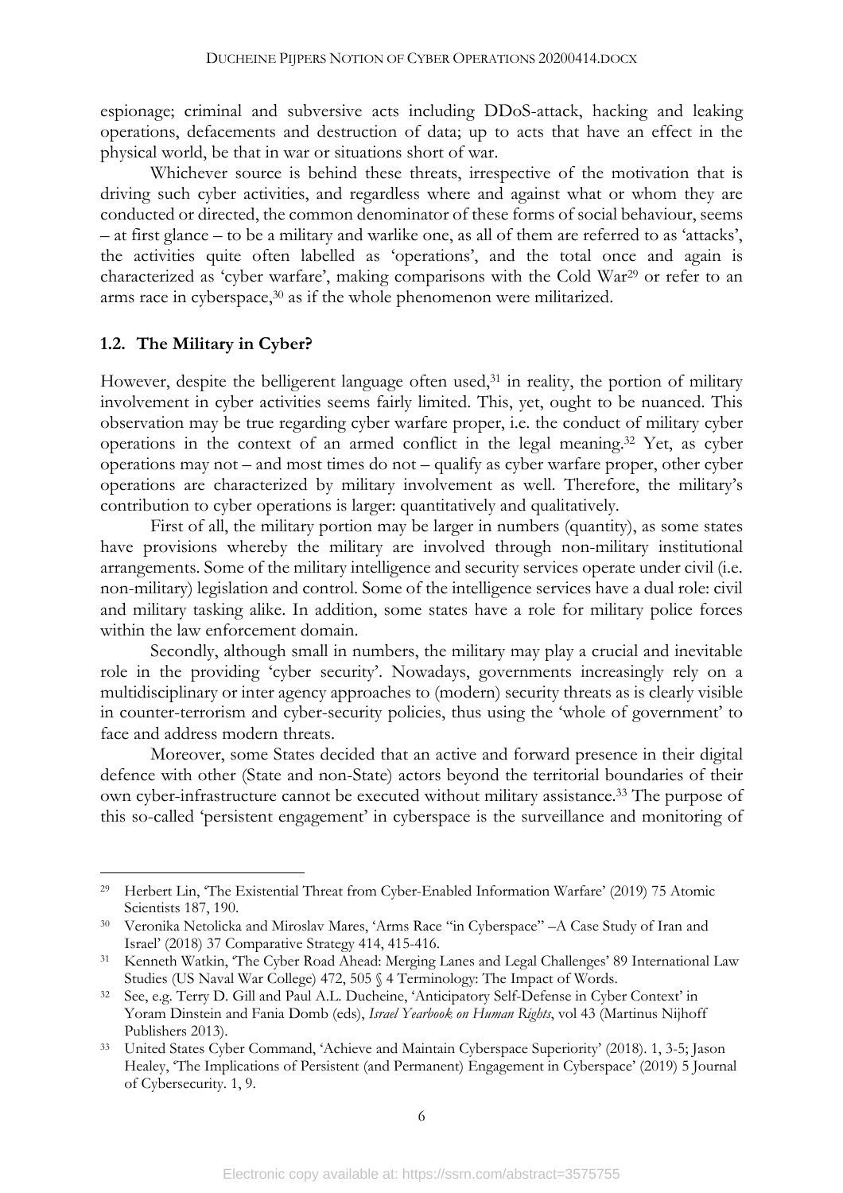espionage; criminal and subversive acts including DDoS-attack, hacking and leaking operations, defacements and destruction of data; up to acts that have an effect in the physical world, be that in war or situations short of war.

Whichever source is behind these threats, irrespective of the motivation that is driving such cyber activities, and regardless where and against what or whom they are conducted or directed, the common denominator of these forms of social behaviour, seems – at first glance – to be a military and warlike one, as all of them are referred to as 'attacks', the activities quite often labelled as 'operations', and the total once and again is characterized as 'cyber warfare', making comparisons with the Cold War[29] or refer to an arms race in cyberspace,[30] as if the whole phenomenon were militarized.

## 1.2. The Military in Cyber?

However, despite the belligerent language often used,[31] in reality, the portion of military involvement in cyber activities seems fairly limited. This, yet, ought to be nuanced. This observation may be true regarding cyber warfare proper, i.e. the conduct of military cyber operations in the context of an armed conflict in the legal meaning.[32] Yet, as cyber operations may not – and most times do not – qualify as cyber warfare proper, other cyber operations are characterized by military involvement as well. Therefore, the military's contribution to cyber operations is larger: quantitatively and qualitatively.

First of all, the military portion may be larger in numbers (quantity), as some states have provisions whereby the military are involved through non-military institutional arrangements. Some of the military intelligence and security services operate under civil (i.e. non-military) legislation and control. Some of the intelligence services have a dual role: civil and military tasking alike. In addition, some states have a role for military police forces within the law enforcement domain.

Secondly, although small in numbers, the military may play a crucial and inevitable role in the providing 'cyber security'. Nowadays, governments increasingly rely on a multidisciplinary or inter agency approaches to (modern) security threats as is clearly visible in counter-terrorism and cyber-security policies, thus using the 'whole of government' to face and address modern threats.

Moreover, some States decided that an active and forward presence in their digital defence with other (State and non-State) actors beyond the territorial boundaries of their own cyber-infrastructure cannot be executed without military assistance.[33] The purpose of this so-called 'persistent engagement' in cyberspace is the surveillance and monitoring of

---

[29] Herbert Lin, 'The Existential Threat from Cyber-Enabled Information Warfare' (2019) 75 Atomic Scientists 187, 190.

[30] Veronika Netolicka and Miroslav Mares, 'Arms Race "in Cyberspace" –A Case Study of Iran and Israel' (2018) 37 Comparative Strategy 414, 415-416.

[31] Kenneth Watkin, 'The Cyber Road Ahead: Merging Lanes and Legal Challenges' 89 International Law Studies (US Naval War College) 472, 505 § 4 Terminology: The Impact of Words.

[32] See, e.g. Terry D. Gill and Paul A.L. Ducheine, 'Anticipatory Self-Defense in Cyber Context' in Yoram Dinstein and Fania Domb (eds), *Israel Yearbook on Human Rights*, vol 43 (Martinus Nijhoff Publishers 2013).

[33] United States Cyber Command, 'Achieve and Maintain Cyberspace Superiority' (2018). 1, 3-5; Jason Healey, 'The Implications of Persistent (and Permanent) Engagement in Cyberspace' (2019) 5 Journal of Cybersecurity. 1, 9.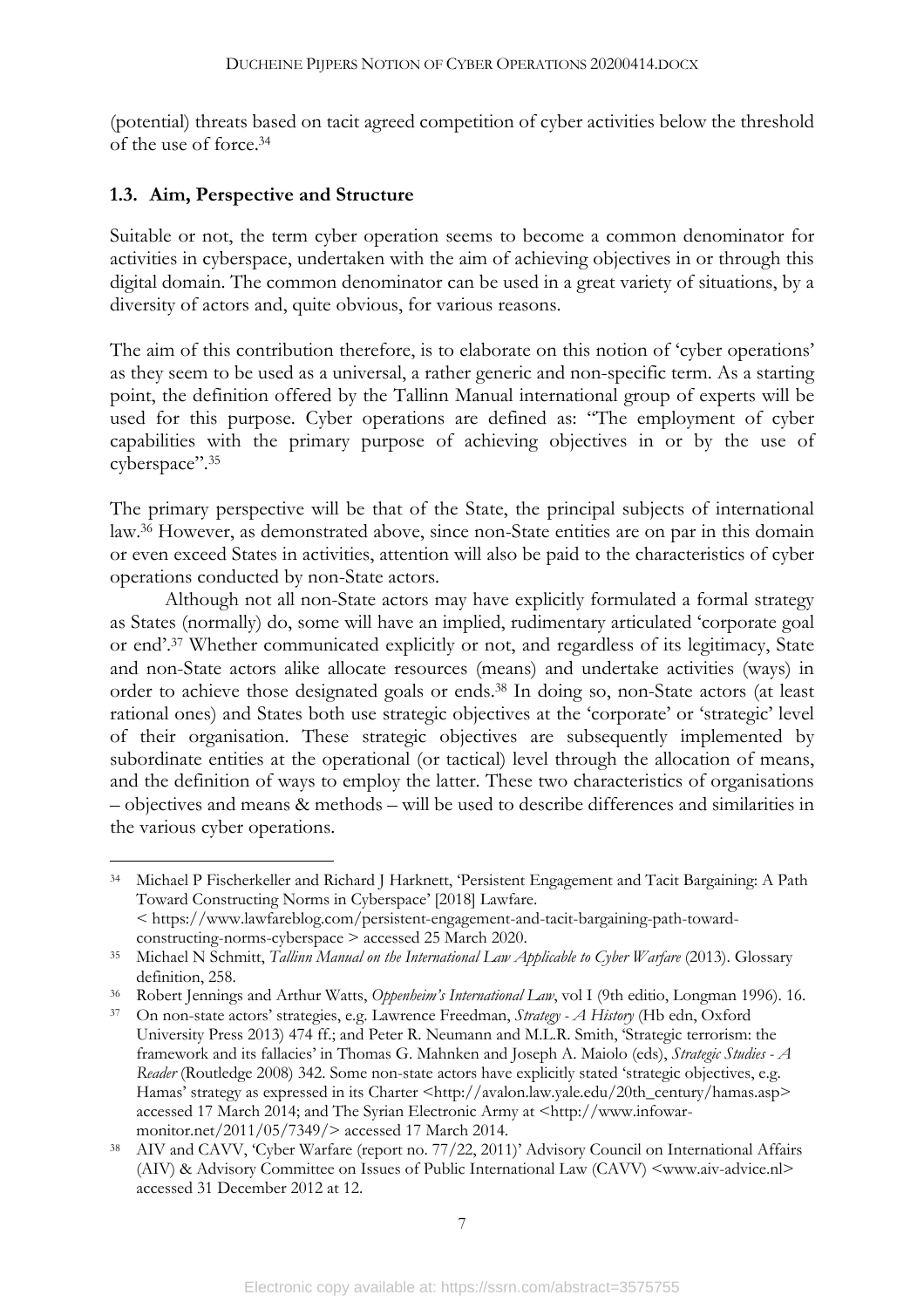(potential) threats based on tacit agreed competition of cyber activities below the threshold of the use of force.[34]

### 1.3. Aim, Perspective and Structure

Suitable or not, the term cyber operation seems to become a common denominator for activities in cyberspace, undertaken with the aim of achieving objectives in or through this digital domain. The common denominator can be used in a great variety of situations, by a diversity of actors and, quite obvious, for various reasons.

The aim of this contribution therefore, is to elaborate on this notion of 'cyber operations' as they seem to be used as a universal, a rather generic and non-specific term. As a starting point, the definition offered by the Tallinn Manual international group of experts will be used for this purpose. Cyber operations are defined as: "The employment of cyber capabilities with the primary purpose of achieving objectives in or by the use of cyberspace".[35]

The primary perspective will be that of the State, the principal subjects of international law.[36] However, as demonstrated above, since non-State entities are on par in this domain or even exceed States in activities, attention will also be paid to the characteristics of cyber operations conducted by non-State actors.

Although not all non-State actors may have explicitly formulated a formal strategy as States (normally) do, some will have an implied, rudimentary articulated 'corporate goal or end'.[37] Whether communicated explicitly or not, and regardless of its legitimacy, State and non-State actors alike allocate resources (means) and undertake activities (ways) in order to achieve those designated goals or ends.[38] In doing so, non-State actors (at least rational ones) and States both use strategic objectives at the 'corporate' or 'strategic' level of their organisation. These strategic objectives are subsequently implemented by subordinate entities at the operational (or tactical) level through the allocation of means, and the definition of ways to employ the latter. These two characteristics of organisations – objectives and means & methods – will be used to describe differences and similarities in the various cyber operations.

---

[34] Michael P Fischerkeller and Richard J Harknett, 'Persistent Engagement and Tacit Bargaining: A Path Toward Constructing Norms in Cyberspace' [2018] Lawfare. < https://www.lawfareblog.com/persistent-engagement-and-tacit-bargaining-path-toward-constructing-norms-cyberspace > accessed 25 March 2020.

[35] Michael N Schmitt, *Tallinn Manual on the International Law Applicable to Cyber Warfare* (2013). Glossary definition, 258.

[36] Robert Jennings and Arthur Watts, *Oppenheim's International Law*, vol I (9th editio, Longman 1996). 16.

[37] On non-state actors' strategies, e.g. Lawrence Freedman, *Strategy - A History* (Hb edn, Oxford University Press 2013) 474 ff.; and Peter R. Neumann and M.L.R. Smith, 'Strategic terrorism: the framework and its fallacies' in Thomas G. Mahnken and Joseph A. Maiolo (eds), *Strategic Studies - A Reader* (Routledge 2008) 342. Some non-state actors have explicitly stated 'strategic objectives, e.g. Hamas' strategy as expressed in its Charter <http://avalon.law.yale.edu/20th_century/hamas.asp> accessed 17 March 2014; and The Syrian Electronic Army at <http://www.infowar-monitor.net/2011/05/7349/> accessed 17 March 2014.

[38] AIV and CAVV, 'Cyber Warfare (report no. 77/22, 2011)' Advisory Council on International Affairs (AIV) & Advisory Committee on Issues of Public International Law (CAVV) <www.aiv-advice.nl> accessed 31 December 2012 at 12.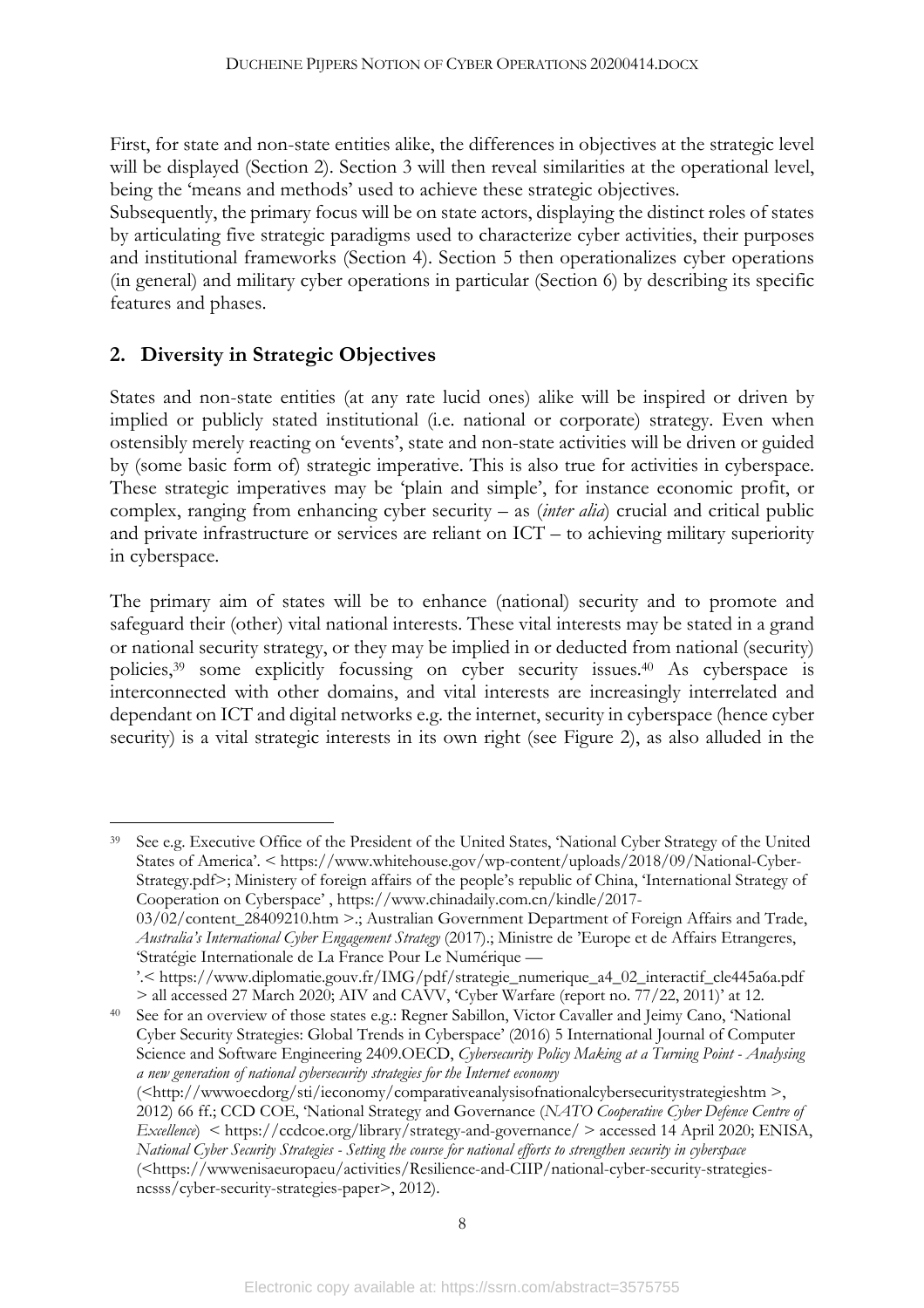First, for state and non-state entities alike, the differences in objectives at the strategic level will be displayed (Section 2). Section 3 will then reveal similarities at the operational level, being the 'means and methods' used to achieve these strategic objectives.

Subsequently, the primary focus will be on state actors, displaying the distinct roles of states by articulating five strategic paradigms used to characterize cyber activities, their purposes and institutional frameworks (Section 4). Section 5 then operationalizes cyber operations (in general) and military cyber operations in particular (Section 6) by describing its specific features and phases.

## 2. Diversity in Strategic Objectives

States and non-state entities (at any rate lucid ones) alike will be inspired or driven by implied or publicly stated institutional (i.e. national or corporate) strategy. Even when ostensibly merely reacting on 'events', state and non-state activities will be driven or guided by (some basic form of) strategic imperative. This is also true for activities in cyberspace. These strategic imperatives may be 'plain and simple', for instance economic profit, or complex, ranging from enhancing cyber security – as (*inter alia*) crucial and critical public and private infrastructure or services are reliant on ICT – to achieving military superiority in cyberspace.

The primary aim of states will be to enhance (national) security and to promote and safeguard their (other) vital national interests. These vital interests may be stated in a grand or national security strategy, or they may be implied in or deducted from national (security) policies,[39] some explicitly focussing on cyber security issues.[40] As cyberspace is interconnected with other domains, and vital interests are increasingly interrelated and dependant on ICT and digital networks e.g. the internet, security in cyberspace (hence cyber security) is a vital strategic interests in its own right (see Figure 2), as also alluded in the

---

[39] See e.g. Executive Office of the President of the United States, 'National Cyber Strategy of the United States of America'. < https://www.whitehouse.gov/wp-content/uploads/2018/09/National-Cyber-Strategy.pdf>; Ministery of foreign affairs of the people's republic of China, 'International Strategy of Cooperation on Cyberspace' , https://www.chinadaily.com.cn/kindle/2017-03/02/content_28409210.htm >.; Australian Government Department of Foreign Affairs and Trade, *Australia's International Cyber Engagement Strategy* (2017).; Ministre de 'Europe et de Affairs Etrangeres, 'Stratégie Internationale de La France Pour Le Numérique — '.< https://www.diplomatie.gouv.fr/IMG/pdf/strategie_numerique_a4_02_interactif_cle445a6a.pdf > all accessed 27 March 2020; AIV and CAVV, 'Cyber Warfare (report no. 77/22, 2011)' at 12.

[40] See for an overview of those states e.g.: Regner Sabillon, Victor Cavaller and Jeimy Cano, 'National Cyber Security Strategies: Global Trends in Cyberspace' (2016) 5 International Journal of Computer Science and Software Engineering 2409.OECD, *Cybersecurity Policy Making at a Turning Point - Analysing a new generation of national cybersecurity strategies for the Internet economy* (<http://wwwoecdorg/sti/ieconomy/comparativeanalysisofnationalcybersecuritystrategieshtm >, 2012) 66 ff.; CCD COE, 'National Strategy and Governance (*NATO Cooperative Cyber Defence Centre of Excellence*) < https://ccdcoe.org/library/strategy-and-governance/ > accessed 14 April 2020; ENISA, *National Cyber Security Strategies - Setting the course for national efforts to strengthen security in cyberspace* (<https://wwwenisaeuropaeu/activities/Resilience-and-CIIP/national-cyber-security-strategies-ncsss/cyber-security-strategies-paper>, 2012).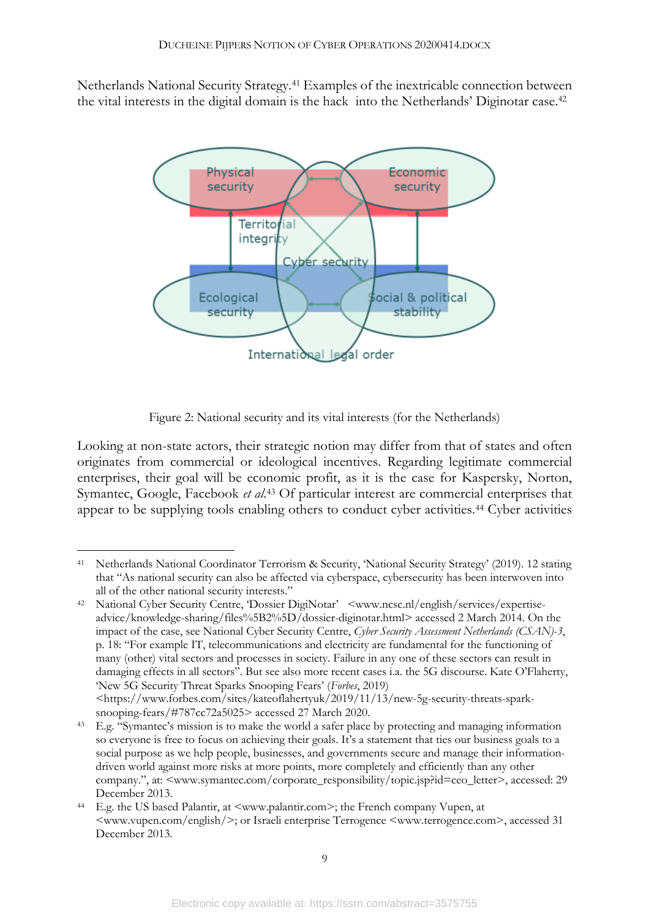Netherlands National Security Strategy.[41] Examples of the inextricable connection between the vital interests in the digital domain is the hack into the Netherlands' Diginotar case.[42]

Figure 2: National security and its vital interests (for the Netherlands)

Looking at non-state actors, their strategic notion may differ from that of states and often originates from commercial or ideological incentives. Regarding legitimate commercial enterprises, their goal will be economic profit, as it is the case for Kaspersky, Norton, Symantec, Google, Facebook *et al.*[43] Of particular interest are commercial enterprises that appear to be supplying tools enabling others to conduct cyber activities.[44] Cyber activities

---

[41] Netherlands National Coordinator Terrorism & Security, 'National Security Strategy' (2019). 12 stating that "As national security can also be affected via cyberspace, cybersecurity has been interwoven into all of the other national security interests."

[42] National Cyber Security Centre, 'Dossier DigiNotar' <www.ncsc.nl/english/services/expertise-advice/knowledge-sharing/files%5B2%5D/dossier-diginotar.html> accessed 2 March 2014. On the impact of the case, see National Cyber Security Centre, *Cyber Security Assessment Netherlands (CSAN)-3*, p. 18: "For example IT, telecommunications and electricity are fundamental for the functioning of many (other) vital sectors and processes in society. Failure in any one of these sectors can result in damaging effects in all sectors". But see also more recent cases i.a. the 5G discourse. Kate O'Flaherty, 'New 5G Security Threat Sparks Snooping Fears' (*Forbes*, 2019) <https://www.forbes.com/sites/kateoflahertyuk/2019/11/13/new-5g-security-threats-spark-snooping-fears/#787cc72a5025> accessed 27 March 2020.

[43] E.g. "Symantec's mission is to make the world a safer place by protecting and managing information so everyone is free to focus on achieving their goals. It's a statement that ties our business goals to a social purpose as we help people, businesses, and governments secure and manage their information-driven world against more risks at more points, more completely and efficiently than any other company.", at: <www.symantec.com/corporate_responsibility/topic.jsp?id=ceo_letter>, accessed: 29 December 2013.

[44] E.g. the US based Palantir, at <www.palantir.com>; the French company Vupen, at <www.vupen.com/english/>; or Israeli enterprise Terrogence <www.terrogence.com>, accessed 31 December 2013.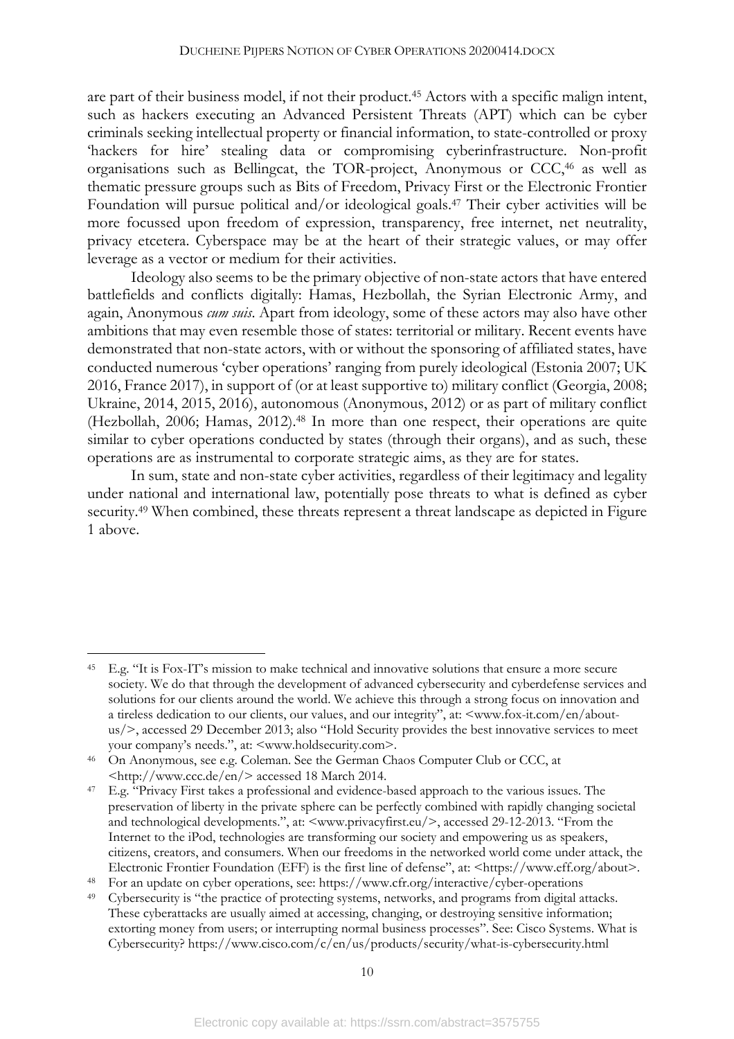are part of their business model, if not their product.[45] Actors with a specific malign intent, such as hackers executing an Advanced Persistent Threats (APT) which can be cyber criminals seeking intellectual property or financial information, to state-controlled or proxy 'hackers for hire' stealing data or compromising cyberinfrastructure. Non-profit organisations such as Bellingcat, the TOR-project, Anonymous or CCC,[46] as well as thematic pressure groups such as Bits of Freedom, Privacy First or the Electronic Frontier Foundation will pursue political and/or ideological goals.[47] Their cyber activities will be more focussed upon freedom of expression, transparency, free internet, net neutrality, privacy etcetera. Cyberspace may be at the heart of their strategic values, or may offer leverage as a vector or medium for their activities.

Ideology also seems to be the primary objective of non-state actors that have entered battlefields and conflicts digitally: Hamas, Hezbollah, the Syrian Electronic Army, and again, Anonymous *cum suis*. Apart from ideology, some of these actors may also have other ambitions that may even resemble those of states: territorial or military. Recent events have demonstrated that non-state actors, with or without the sponsoring of affiliated states, have conducted numerous 'cyber operations' ranging from purely ideological (Estonia 2007; UK 2016, France 2017), in support of (or at least supportive to) military conflict (Georgia, 2008; Ukraine, 2014, 2015, 2016), autonomous (Anonymous, 2012) or as part of military conflict (Hezbollah, 2006; Hamas, 2012).[48] In more than one respect, their operations are quite similar to cyber operations conducted by states (through their organs), and as such, these operations are as instrumental to corporate strategic aims, as they are for states.

In sum, state and non-state cyber activities, regardless of their legitimacy and legality under national and international law, potentially pose threats to what is defined as cyber security.[49] When combined, these threats represent a threat landscape as depicted in Figure 1 above.

---

[45] E.g. "It is Fox-IT's mission to make technical and innovative solutions that ensure a more secure society. We do that through the development of advanced cybersecurity and cyberdefense services and solutions for our clients around the world. We achieve this through a strong focus on innovation and a tireless dedication to our clients, our values, and our integrity", at: <www.fox-it.com/en/about-us/>, accessed 29 December 2013; also "Hold Security provides the best innovative services to meet your company's needs.", at: <www.holdsecurity.com>.

[46] On Anonymous, see e.g. Coleman. See the German Chaos Computer Club or CCC, at <http://www.ccc.de/en/> accessed 18 March 2014.

[47] E.g. "Privacy First takes a professional and evidence-based approach to the various issues. The preservation of liberty in the private sphere can be perfectly combined with rapidly changing societal and technological developments.", at: <www.privacyfirst.eu/>, accessed 29-12-2013. "From the Internet to the iPod, technologies are transforming our society and empowering us as speakers, citizens, creators, and consumers. When our freedoms in the networked world come under attack, the Electronic Frontier Foundation (EFF) is the first line of defense", at: <https://www.eff.org/about>.

[48] For an update on cyber operations, see: https://www.cfr.org/interactive/cyber-operations

[49] Cybersecurity is "the practice of protecting systems, networks, and programs from digital attacks. These cyberattacks are usually aimed at accessing, changing, or destroying sensitive information; extorting money from users; or interrupting normal business processes". See: Cisco Systems. What is Cybersecurity? https://www.cisco.com/c/en/us/products/security/what-is-cybersecurity.html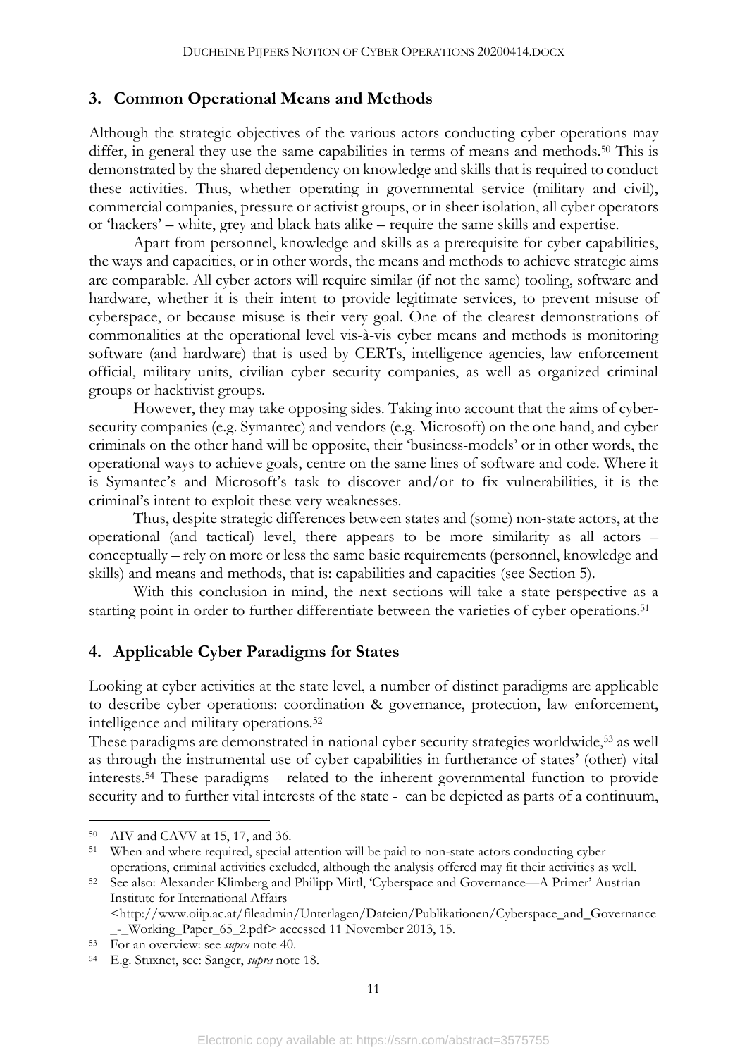## 3. Common Operational Means and Methods

Although the strategic objectives of the various actors conducting cyber operations may differ, in general they use the same capabilities in terms of means and methods.[50] This is demonstrated by the shared dependency on knowledge and skills that is required to conduct these activities. Thus, whether operating in governmental service (military and civil), commercial companies, pressure or activist groups, or in sheer isolation, all cyber operators or 'hackers' – white, grey and black hats alike – require the same skills and expertise.

Apart from personnel, knowledge and skills as a prerequisite for cyber capabilities, the ways and capacities, or in other words, the means and methods to achieve strategic aims are comparable. All cyber actors will require similar (if not the same) tooling, software and hardware, whether it is their intent to provide legitimate services, to prevent misuse of cyberspace, or because misuse is their very goal. One of the clearest demonstrations of commonalities at the operational level vis-à-vis cyber means and methods is monitoring software (and hardware) that is used by CERTs, intelligence agencies, law enforcement official, military units, civilian cyber security companies, as well as organized criminal groups or hacktivist groups.

However, they may take opposing sides. Taking into account that the aims of cyber-security companies (e.g. Symantec) and vendors (e.g. Microsoft) on the one hand, and cyber criminals on the other hand will be opposite, their 'business-models' or in other words, the operational ways to achieve goals, centre on the same lines of software and code. Where it is Symantec's and Microsoft's task to discover and/or to fix vulnerabilities, it is the criminal's intent to exploit these very weaknesses.

Thus, despite strategic differences between states and (some) non-state actors, at the operational (and tactical) level, there appears to be more similarity as all actors – conceptually – rely on more or less the same basic requirements (personnel, knowledge and skills) and means and methods, that is: capabilities and capacities (see Section 5).

With this conclusion in mind, the next sections will take a state perspective as a starting point in order to further differentiate between the varieties of cyber operations.[51]

## 4. Applicable Cyber Paradigms for States

Looking at cyber activities at the state level, a number of distinct paradigms are applicable to describe cyber operations: coordination & governance, protection, law enforcement, intelligence and military operations.[52]

These paradigms are demonstrated in national cyber security strategies worldwide,[53] as well as through the instrumental use of cyber capabilities in furtherance of states' (other) vital interests.[54] These paradigms - related to the inherent governmental function to provide security and to further vital interests of the state - can be depicted as parts of a continuum,

---

[50] AIV and CAVV at 15, 17, and 36.

[51] When and where required, special attention will be paid to non-state actors conducting cyber operations, criminal activities excluded, although the analysis offered may fit their activities as well.

[52] See also: Alexander Klimberg and Philipp Mirtl, 'Cyberspace and Governance—A Primer' Austrian Institute for International Affairs <http://www.oiip.ac.at/fileadmin/Unterlagen/Dateien/Publikationen/Cyberspace_and_Governance_-_Working_Paper_65_2.pdf> accessed 11 November 2013, 15.

[53] For an overview: see *supra* note 40.

[54] E.g. Stuxnet, see: Sanger, *supra* note 18.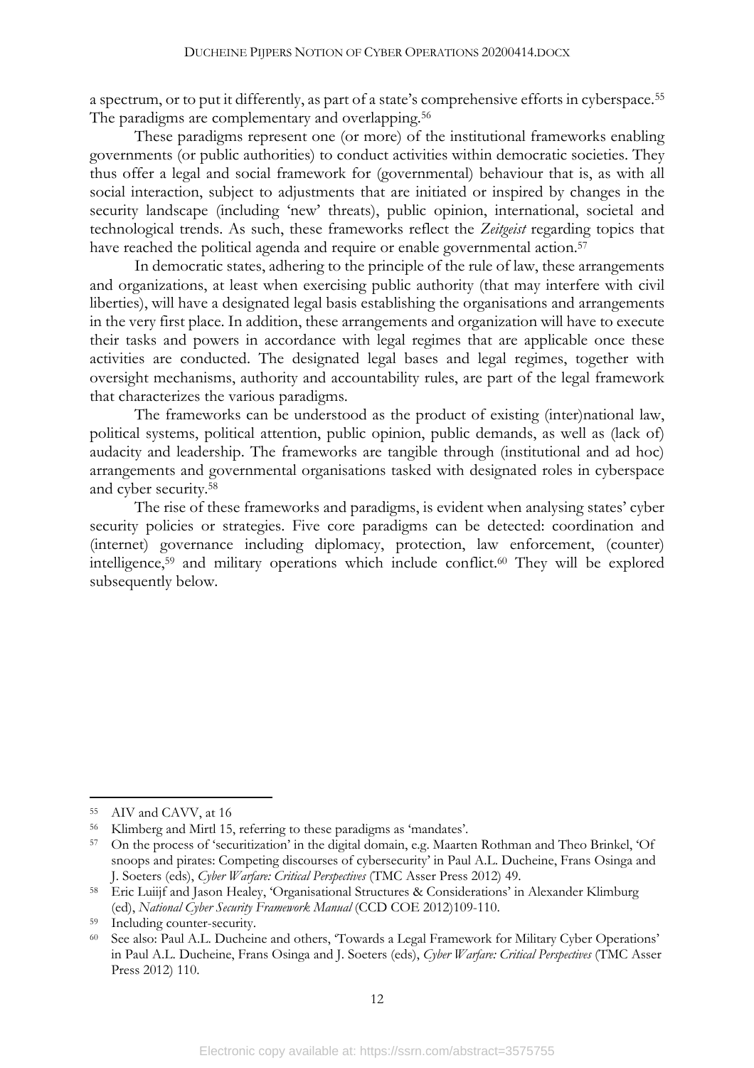a spectrum, or to put it differently, as part of a state's comprehensive efforts in cyberspace.[55] The paradigms are complementary and overlapping.[56]

These paradigms represent one (or more) of the institutional frameworks enabling governments (or public authorities) to conduct activities within democratic societies. They thus offer a legal and social framework for (governmental) behaviour that is, as with all social interaction, subject to adjustments that are initiated or inspired by changes in the security landscape (including 'new' threats), public opinion, international, societal and technological trends. As such, these frameworks reflect the *Zeitgeist* regarding topics that have reached the political agenda and require or enable governmental action.[57]

In democratic states, adhering to the principle of the rule of law, these arrangements and organizations, at least when exercising public authority (that may interfere with civil liberties), will have a designated legal basis establishing the organisations and arrangements in the very first place. In addition, these arrangements and organization will have to execute their tasks and powers in accordance with legal regimes that are applicable once these activities are conducted. The designated legal bases and legal regimes, together with oversight mechanisms, authority and accountability rules, are part of the legal framework that characterizes the various paradigms.

The frameworks can be understood as the product of existing (inter)national law, political systems, political attention, public opinion, public demands, as well as (lack of) audacity and leadership. The frameworks are tangible through (institutional and ad hoc) arrangements and governmental organisations tasked with designated roles in cyberspace and cyber security.[58]

The rise of these frameworks and paradigms, is evident when analysing states' cyber security policies or strategies. Five core paradigms can be detected: coordination and (internet) governance including diplomacy, protection, law enforcement, (counter) intelligence,[59] and military operations which include conflict.[60] They will be explored subsequently below.

---

[55] AIV and CAVV, at 16

[56] Klimberg and Mirtl 15, referring to these paradigms as 'mandates'.

[57] On the process of 'securitization' in the digital domain, e.g. Maarten Rothman and Theo Brinkel, 'Of snoops and pirates: Competing discourses of cybersecurity' in Paul A.L. Ducheine, Frans Osinga and J. Soeters (eds), *Cyber Warfare: Critical Perspectives* (TMC Asser Press 2012) 49.

[58] Eric Luiijf and Jason Healey, 'Organisational Structures & Considerations' in Alexander Klimburg (ed), *National Cyber Security Framework Manual* (CCD COE 2012)109-110.

[59] Including counter-security.

[60] See also: Paul A.L. Ducheine and others, 'Towards a Legal Framework for Military Cyber Operations' in Paul A.L. Ducheine, Frans Osinga and J. Soeters (eds), *Cyber Warfare: Critical Perspectives* (TMC Asser Press 2012) 110.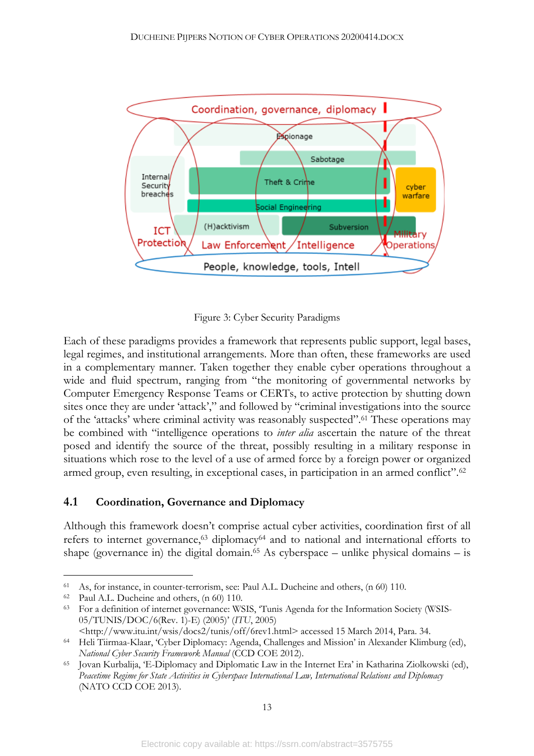Figure 3: Cyber Security Paradigms

Each of these paradigms provides a framework that represents public support, legal bases, legal regimes, and institutional arrangements. More than often, these frameworks are used in a complementary manner. Taken together they enable cyber operations throughout a wide and fluid spectrum, ranging from "the monitoring of governmental networks by Computer Emergency Response Teams or CERTs, to active protection by shutting down sites once they are under 'attack'," and followed by "criminal investigations into the source of the 'attacks' where criminal activity was reasonably suspected".[61] These operations may be combined with "intelligence operations to *inter alia* ascertain the nature of the threat posed and identify the source of the threat, possibly resulting in a military response in situations which rose to the level of a use of armed force by a foreign power or organized armed group, even resulting, in exceptional cases, in participation in an armed conflict".[62]

## 4.1 Coordination, Governance and Diplomacy

Although this framework doesn't comprise actual cyber activities, coordination first of all refers to internet governance,[63] diplomacy[64] and to national and international efforts to shape (governance in) the digital domain.[65] As cyberspace – unlike physical domains – is

---

[61] As, for instance, in counter-terrorism, see: Paul A.L. Ducheine and others, (n 60) 110.

[62] Paul A.L. Ducheine and others, (n 60) 110.

[63] For a definition of internet governance: WSIS, 'Tunis Agenda for the Information Society (WSIS-05/TUNIS/DOC/6(Rev. 1)-E) (2005)' (*ITU*, 2005) <http://www.itu.int/wsis/docs2/tunis/off/6rev1.html> accessed 15 March 2014, Para. 34.

[64] Heli Tiirmaa-Klaar, 'Cyber Diplomacy: Agenda, Challenges and Mission' in Alexander Klimburg (ed), *National Cyber Security Framework Manual* (CCD COE 2012).

[65] Jovan Kurbalija, 'E-Diplomacy and Diplomatic Law in the Internet Era' in Katharina Ziolkowski (ed), *Peacetime Regime for State Activities in Cyberspace International Law, International Relations and Diplomacy* (NATO CCD COE 2013).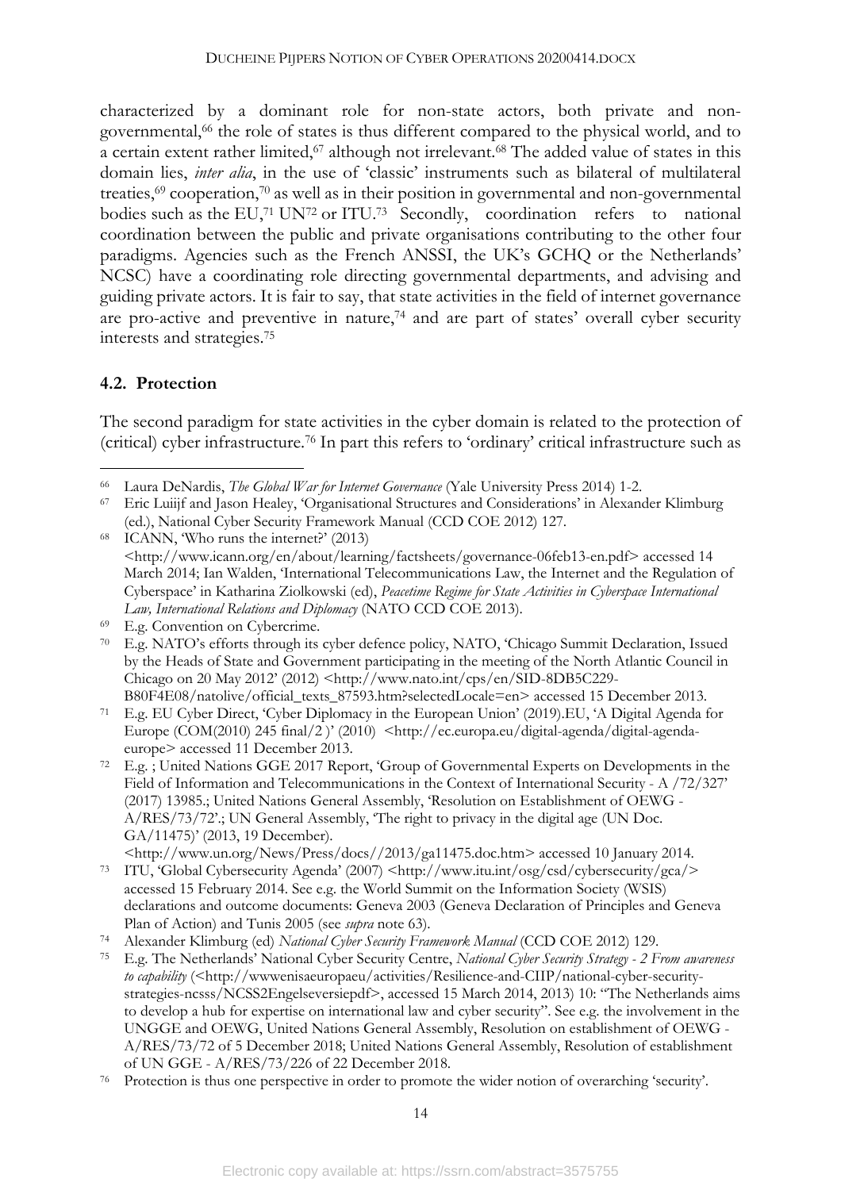characterized by a dominant role for non-state actors, both private and non-governmental,[66] the role of states is thus different compared to the physical world, and to a certain extent rather limited,[67] although not irrelevant.[68] The added value of states in this domain lies, *inter alia*, in the use of 'classic' instruments such as bilateral of multilateral treaties,[69] cooperation,[70] as well as in their position in governmental and non-governmental bodies such as the EU,[71] UN[72] or ITU.[73] Secondly, coordination refers to national coordination between the public and private organisations contributing to the other four paradigms. Agencies such as the French ANSSI, the UK's GCHQ or the Netherlands' NCSC) have a coordinating role directing governmental departments, and advising and guiding private actors. It is fair to say, that state activities in the field of internet governance are pro-active and preventive in nature,[74] and are part of states' overall cyber security interests and strategies.[75]

### 4.2. Protection

The second paradigm for state activities in the cyber domain is related to the protection of (critical) cyber infrastructure.[76] In part this refers to 'ordinary' critical infrastructure such as

---

[66] Laura DeNardis, *The Global War for Internet Governance* (Yale University Press 2014) 1-2.

[67] Eric Luiijf and Jason Healey, 'Organisational Structures and Considerations' in Alexander Klimburg (ed.), National Cyber Security Framework Manual (CCD COE 2012) 127.

[68] ICANN, 'Who runs the internet?' (2013) <http://www.icann.org/en/about/learning/factsheets/governance-06feb13-en.pdf> accessed 14 March 2014; Ian Walden, 'International Telecommunications Law, the Internet and the Regulation of Cyberspace' in Katharina Ziolkowski (ed), *Peacetime Regime for State Activities in Cyberspace International Law, International Relations and Diplomacy* (NATO CCD COE 2013).

[69] E.g. Convention on Cybercrime.

[70] E.g. NATO's efforts through its cyber defence policy, NATO, 'Chicago Summit Declaration, Issued by the Heads of State and Government participating in the meeting of the North Atlantic Council in Chicago on 20 May 2012' (2012) <http://www.nato.int/cps/en/SID-8DB5C229-B80F4E08/natolive/official_texts_87593.htm?selectedLocale=en> accessed 15 December 2013.

[71] E.g. EU Cyber Direct, 'Cyber Diplomacy in the European Union' (2019).EU, 'A Digital Agenda for Europe (COM(2010) 245 final/2 )' (2010) <http://ec.europa.eu/digital-agenda/digital-agenda-europe> accessed 11 December 2013.

[72] E.g. ; United Nations GGE 2017 Report, 'Group of Governmental Experts on Developments in the Field of Information and Telecommunications in the Context of International Security - A /72/327' (2017) 13985.; United Nations General Assembly, 'Resolution on Establishment of OEWG - A/RES/73/72'.; UN General Assembly, 'The right to privacy in the digital age (UN Doc. GA/11475)' (2013, 19 December). <http://www.un.org/News/Press/docs//2013/ga11475.doc.htm> accessed 10 January 2014.

[73] ITU, 'Global Cybersecurity Agenda' (2007) <http://www.itu.int/osg/csd/cybersecurity/gca/> accessed 15 February 2014. See e.g. the World Summit on the Information Society (WSIS) declarations and outcome documents: Geneva 2003 (Geneva Declaration of Principles and Geneva Plan of Action) and Tunis 2005 (see *supra* note 63).

[74] Alexander Klimburg (ed) *National Cyber Security Framework Manual* (CCD COE 2012) 129.

[75] E.g. The Netherlands' National Cyber Security Centre, *National Cyber Security Strategy - 2 From awareness to capability* (<http://wwwenisaeuropaeu/activities/Resilience-and-CIIP/national-cyber-security-strategies-ncsss/NCSS2Engelseversiepdf>, accessed 15 March 2014, 2013) 10: "The Netherlands aims to develop a hub for expertise on international law and cyber security". See e.g. the involvement in the UNGGE and OEWG, United Nations General Assembly, Resolution on establishment of OEWG - A/RES/73/72 of 5 December 2018; United Nations General Assembly, Resolution of establishment of UN GGE - A/RES/73/226 of 22 December 2018.

[76] Protection is thus one perspective in order to promote the wider notion of overarching 'security'.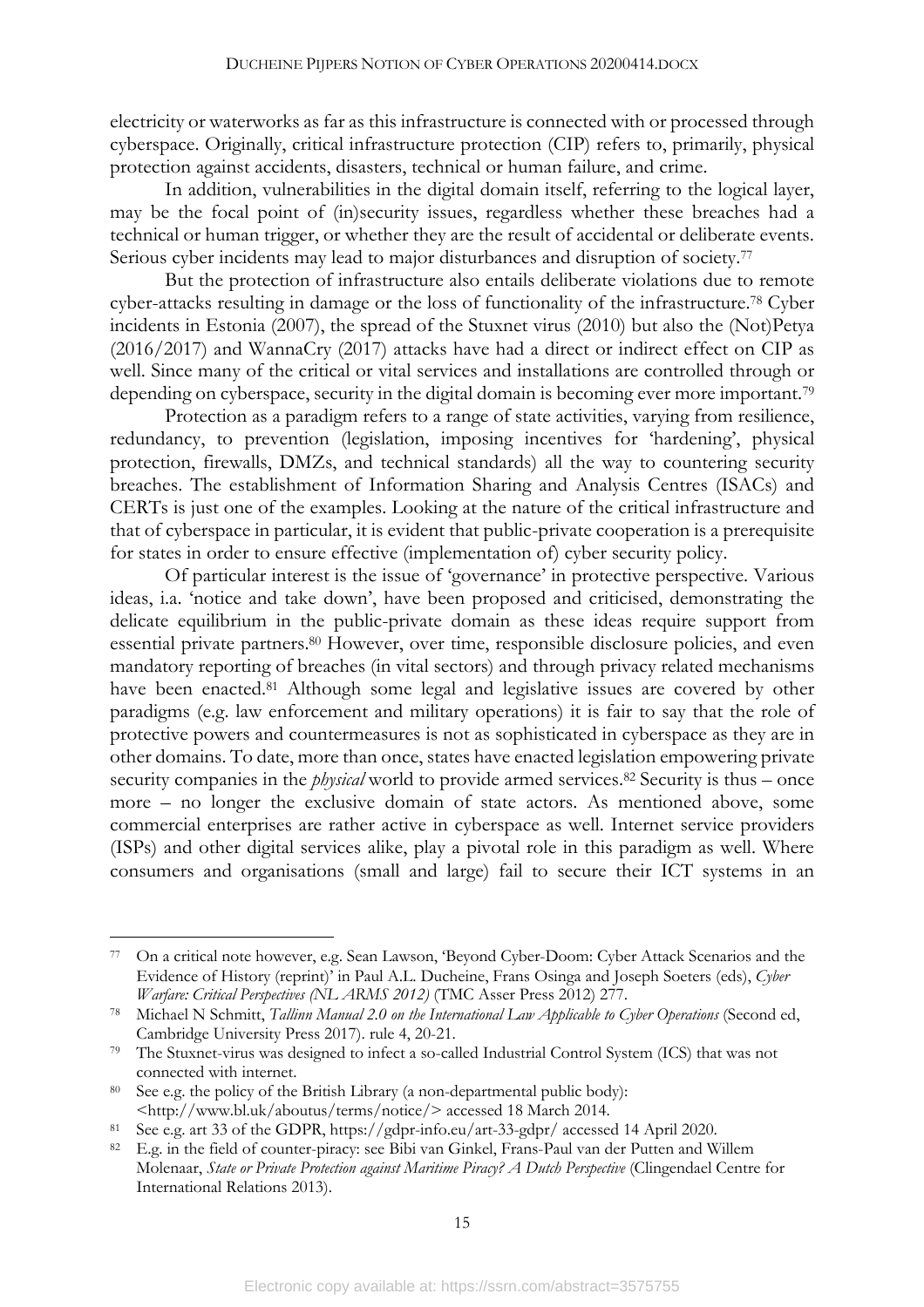electricity or waterworks as far as this infrastructure is connected with or processed through cyberspace. Originally, critical infrastructure protection (CIP) refers to, primarily, physical protection against accidents, disasters, technical or human failure, and crime.

In addition, vulnerabilities in the digital domain itself, referring to the logical layer, may be the focal point of (in)security issues, regardless whether these breaches had a technical or human trigger, or whether they are the result of accidental or deliberate events. Serious cyber incidents may lead to major disturbances and disruption of society.[77]

But the protection of infrastructure also entails deliberate violations due to remote cyber-attacks resulting in damage or the loss of functionality of the infrastructure.[78] Cyber incidents in Estonia (2007), the spread of the Stuxnet virus (2010) but also the (Not)Petya (2016/2017) and WannaCry (2017) attacks have had a direct or indirect effect on CIP as well. Since many of the critical or vital services and installations are controlled through or depending on cyberspace, security in the digital domain is becoming ever more important.[79]

Protection as a paradigm refers to a range of state activities, varying from resilience, redundancy, to prevention (legislation, imposing incentives for 'hardening', physical protection, firewalls, DMZs, and technical standards) all the way to countering security breaches. The establishment of Information Sharing and Analysis Centres (ISACs) and CERTs is just one of the examples. Looking at the nature of the critical infrastructure and that of cyberspace in particular, it is evident that public-private cooperation is a prerequisite for states in order to ensure effective (implementation of) cyber security policy.

Of particular interest is the issue of 'governance' in protective perspective. Various ideas, i.a. 'notice and take down', have been proposed and criticised, demonstrating the delicate equilibrium in the public-private domain as these ideas require support from essential private partners.[80] However, over time, responsible disclosure policies, and even mandatory reporting of breaches (in vital sectors) and through privacy related mechanisms have been enacted.[81] Although some legal and legislative issues are covered by other paradigms (e.g. law enforcement and military operations) it is fair to say that the role of protective powers and countermeasures is not as sophisticated in cyberspace as they are in other domains. To date, more than once, states have enacted legislation empowering private security companies in the *physical* world to provide armed services.[82] Security is thus – once more – no longer the exclusive domain of state actors. As mentioned above, some commercial enterprises are rather active in cyberspace as well. Internet service providers (ISPs) and other digital services alike, play a pivotal role in this paradigm as well. Where consumers and organisations (small and large) fail to secure their ICT systems in an

---

[77] On a critical note however, e.g. Sean Lawson, 'Beyond Cyber-Doom: Cyber Attack Scenarios and the Evidence of History (reprint)' in Paul A.L. Ducheine, Frans Osinga and Joseph Soeters (eds), *Cyber Warfare: Critical Perspectives (NL ARMS 2012)* (TMC Asser Press 2012) 277.

[78] Michael N Schmitt, *Tallinn Manual 2.0 on the International Law Applicable to Cyber Operations* (Second ed, Cambridge University Press 2017). rule 4, 20-21.

[79] The Stuxnet-virus was designed to infect a so-called Industrial Control System (ICS) that was not connected with internet.

[80] See e.g. the policy of the British Library (a non-departmental public body): <http://www.bl.uk/aboutus/terms/notice/> accessed 18 March 2014.

[81] See e.g. art 33 of the GDPR, https://gdpr-info.eu/art-33-gdpr/ accessed 14 April 2020.

[82] E.g. in the field of counter-piracy: see Bibi van Ginkel, Frans-Paul van der Putten and Willem Molenaar, *State or Private Protection against Maritime Piracy? A Dutch Perspective* (Clingendael Centre for International Relations 2013).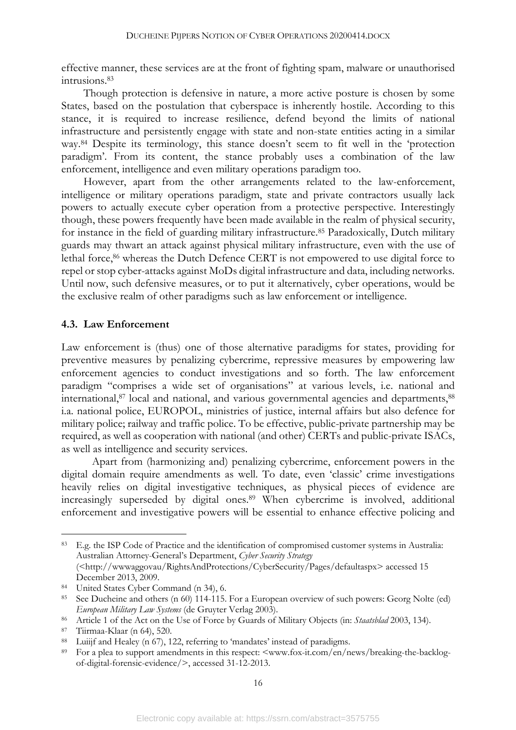effective manner, these services are at the front of fighting spam, malware or unauthorised intrusions.[83]

Though protection is defensive in nature, a more active posture is chosen by some States, based on the postulation that cyberspace is inherently hostile. According to this stance, it is required to increase resilience, defend beyond the limits of national infrastructure and persistently engage with state and non-state entities acting in a similar way.[84] Despite its terminology, this stance doesn't seem to fit well in the 'protection paradigm'. From its content, the stance probably uses a combination of the law enforcement, intelligence and even military operations paradigm too.

However, apart from the other arrangements related to the law-enforcement, intelligence or military operations paradigm, state and private contractors usually lack powers to actually execute cyber operation from a protective perspective. Interestingly though, these powers frequently have been made available in the realm of physical security, for instance in the field of guarding military infrastructure.[85] Paradoxically, Dutch military guards may thwart an attack against physical military infrastructure, even with the use of lethal force,[86] whereas the Dutch Defence CERT is not empowered to use digital force to repel or stop cyber-attacks against MoDs digital infrastructure and data, including networks. Until now, such defensive measures, or to put it alternatively, cyber operations, would be the exclusive realm of other paradigms such as law enforcement or intelligence.

### 4.3. Law Enforcement

Law enforcement is (thus) one of those alternative paradigms for states, providing for preventive measures by penalizing cybercrime, repressive measures by empowering law enforcement agencies to conduct investigations and so forth. The law enforcement paradigm "comprises a wide set of organisations" at various levels, i.e. national and international,[87] local and national, and various governmental agencies and departments,[88] i.a. national police, EUROPOL, ministries of justice, internal affairs but also defence for military police; railway and traffic police. To be effective, public-private partnership may be required, as well as cooperation with national (and other) CERTs and public-private ISACs, as well as intelligence and security services.

Apart from (harmonizing and) penalizing cybercrime, enforcement powers in the digital domain require amendments as well. To date, even 'classic' crime investigations heavily relies on digital investigative techniques, as physical pieces of evidence are increasingly superseded by digital ones.[89] When cybercrime is involved, additional enforcement and investigative powers will be essential to enhance effective policing and

---

[83] E.g. the ISP Code of Practice and the identification of compromised customer systems in Australia: Australian Attorney-General's Department, *Cyber Security Strategy* (<http://wwwaggovau/RightsAndProtections/CyberSecurity/Pages/defaultaspx> accessed 15 December 2013, 2009.

[84] United States Cyber Command (n 34), 6.

[85] See Ducheine and others (n 60) 114-115. For a European overview of such powers: Georg Nolte (ed) *European Military Law Systems* (de Gruyter Verlag 2003).

[86] Article 1 of the Act on the Use of Force by Guards of Military Objects (in: *Staatsblad* 2003, 134).

[87] Tiirmaa-Klaar (n 64), 520.

[88] Luiijf and Healey (n 67), 122, referring to 'mandates' instead of paradigms.

[89] For a plea to support amendments in this respect: <www.fox-it.com/en/news/breaking-the-backlog-of-digital-forensic-evidence/>, accessed 31-12-2013.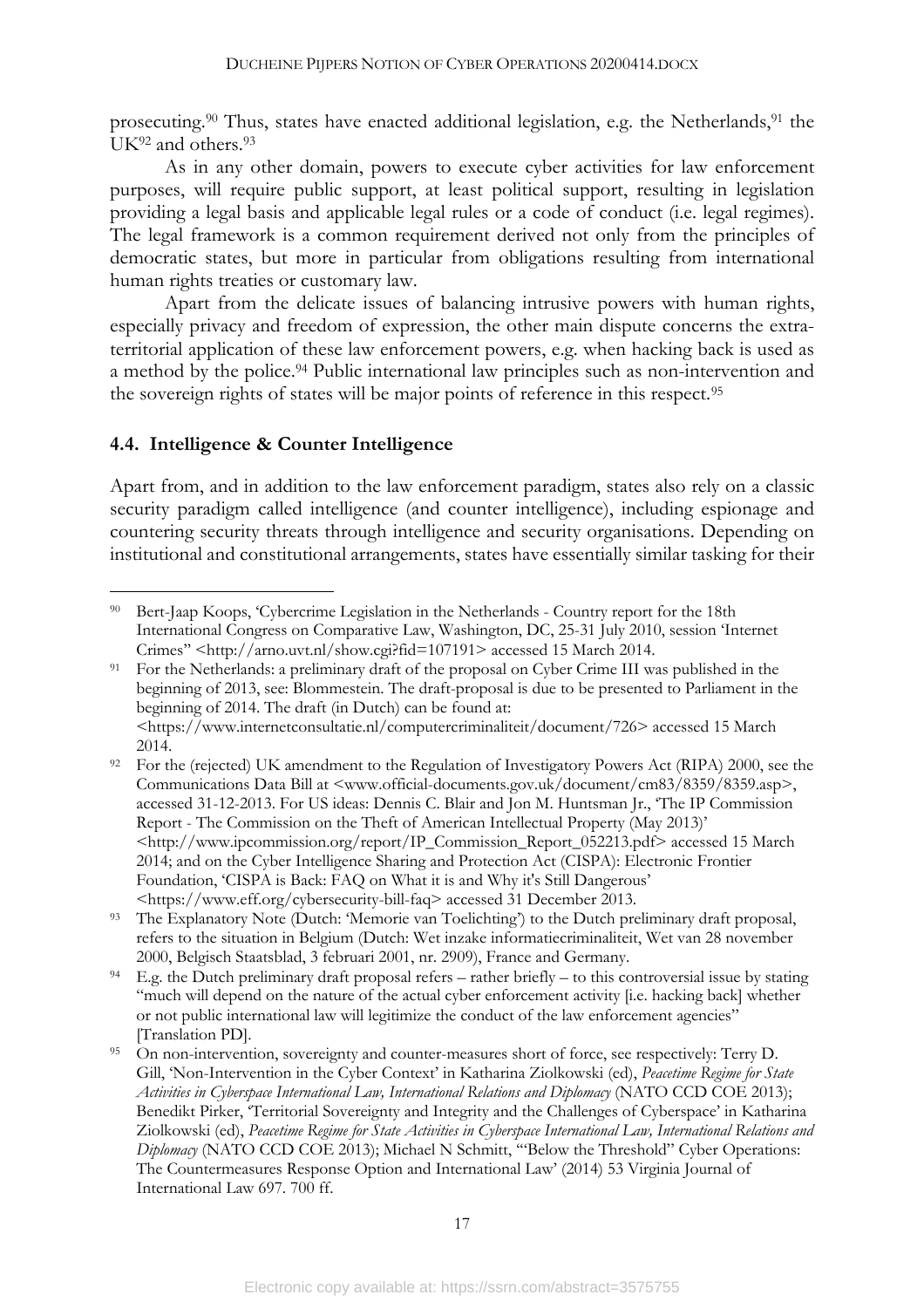prosecuting.[90] Thus, states have enacted additional legislation, e.g. the Netherlands,[91] the UK[92] and others.[93]

As in any other domain, powers to execute cyber activities for law enforcement purposes, will require public support, at least political support, resulting in legislation providing a legal basis and applicable legal rules or a code of conduct (i.e. legal regimes). The legal framework is a common requirement derived not only from the principles of democratic states, but more in particular from obligations resulting from international human rights treaties or customary law.

Apart from the delicate issues of balancing intrusive powers with human rights, especially privacy and freedom of expression, the other main dispute concerns the extra-territorial application of these law enforcement powers, e.g. when hacking back is used as a method by the police.[94] Public international law principles such as non-intervention and the sovereign rights of states will be major points of reference in this respect.[95]

### 4.4. Intelligence & Counter Intelligence

Apart from, and in addition to the law enforcement paradigm, states also rely on a classic security paradigm called intelligence (and counter intelligence), including espionage and countering security threats through intelligence and security organisations. Depending on institutional and constitutional arrangements, states have essentially similar tasking for their

---

[90] Bert-Jaap Koops, 'Cybercrime Legislation in the Netherlands - Country report for the 18th International Congress on Comparative Law, Washington, DC, 25-31 July 2010, session 'Internet Crimes'' <http://arno.uvt.nl/show.cgi?fid=107191> accessed 15 March 2014.

[91] For the Netherlands: a preliminary draft of the proposal on Cyber Crime III was published in the beginning of 2013, see: Blommestein. The draft-proposal is due to be presented to Parliament in the beginning of 2014. The draft (in Dutch) can be found at: <https://www.internetconsultatie.nl/computercriminaliteit/document/726> accessed 15 March 2014.

[92] For the (rejected) UK amendment to the Regulation of Investigatory Powers Act (RIPA) 2000, see the Communications Data Bill at <www.official-documents.gov.uk/document/cm83/8359/8359.asp>, accessed 31-12-2013. For US ideas: Dennis C. Blair and Jon M. Huntsman Jr., 'The IP Commission Report - The Commission on the Theft of American Intellectual Property (May 2013)' <http://www.ipcommission.org/report/IP_Commission_Report_052213.pdf> accessed 15 March 2014; and on the Cyber Intelligence Sharing and Protection Act (CISPA): Electronic Frontier Foundation, 'CISPA is Back: FAQ on What it is and Why it's Still Dangerous' <https://www.eff.org/cybersecurity-bill-faq> accessed 31 December 2013.

[93] The Explanatory Note (Dutch: 'Memorie van Toelichting') to the Dutch preliminary draft proposal, refers to the situation in Belgium (Dutch: Wet inzake informatiecriminaliteit, Wet van 28 november 2000, Belgisch Staatsblad, 3 februari 2001, nr. 2909), France and Germany.

[94] E.g. the Dutch preliminary draft proposal refers – rather briefly – to this controversial issue by stating "much will depend on the nature of the actual cyber enforcement activity [i.e. hacking back] whether or not public international law will legitimize the conduct of the law enforcement agencies" [Translation PD].

[95] On non-intervention, sovereignty and counter-measures short of force, see respectively: Terry D. Gill, 'Non-Intervention in the Cyber Context' in Katharina Ziolkowski (ed), *Peacetime Regime for State Activities in Cyberspace International Law, International Relations and Diplomacy* (NATO CCD COE 2013); Benedikt Pirker, 'Territorial Sovereignty and Integrity and the Challenges of Cyberspace' in Katharina Ziolkowski (ed), *Peacetime Regime for State Activities in Cyberspace International Law, International Relations and Diplomacy* (NATO CCD COE 2013); Michael N Schmitt, '"Below the Threshold" Cyber Operations: The Countermeasures Response Option and International Law' (2014) 53 Virginia Journal of International Law 697. 700 ff.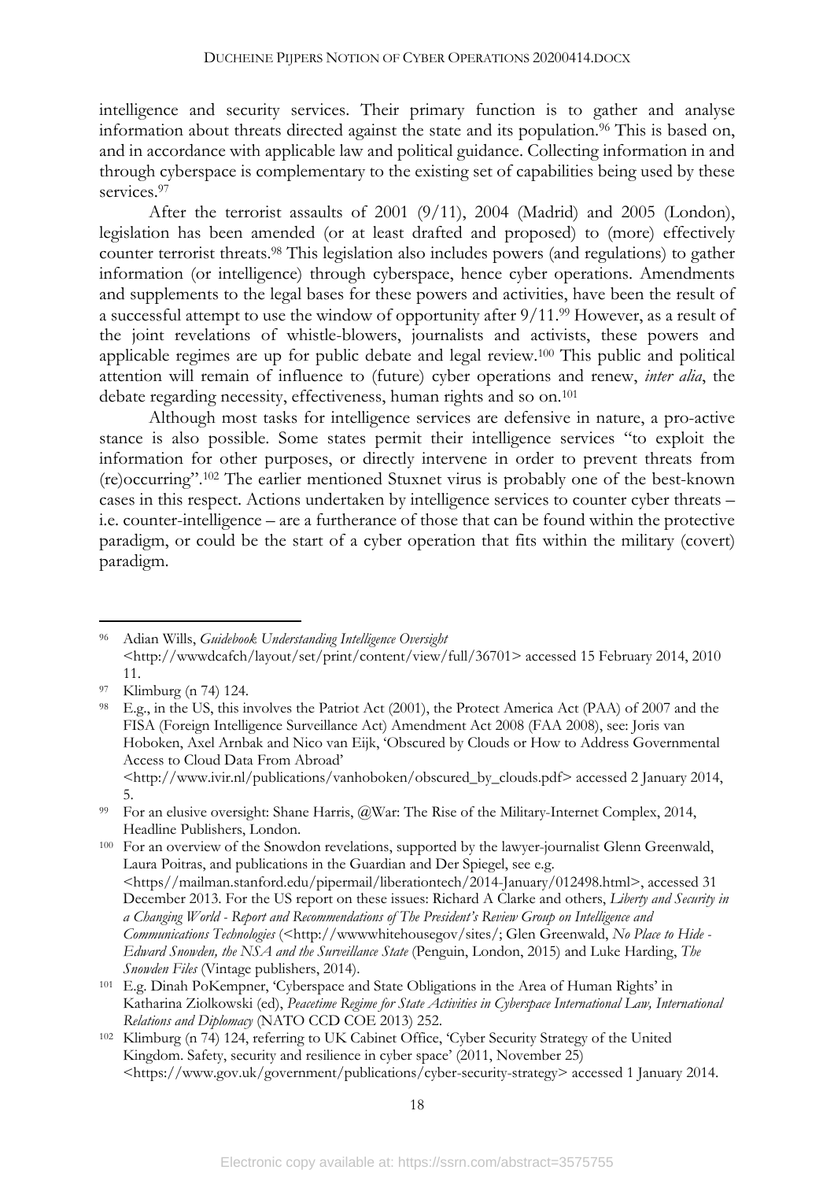intelligence and security services. Their primary function is to gather and analyse information about threats directed against the state and its population.[96] This is based on, and in accordance with applicable law and political guidance. Collecting information in and through cyberspace is complementary to the existing set of capabilities being used by these services.[97]

After the terrorist assaults of 2001 (9/11), 2004 (Madrid) and 2005 (London), legislation has been amended (or at least drafted and proposed) to (more) effectively counter terrorist threats.[98] This legislation also includes powers (and regulations) to gather information (or intelligence) through cyberspace, hence cyber operations. Amendments and supplements to the legal bases for these powers and activities, have been the result of a successful attempt to use the window of opportunity after 9/11.[99] However, as a result of the joint revelations of whistle-blowers, journalists and activists, these powers and applicable regimes are up for public debate and legal review.[100] This public and political attention will remain of influence to (future) cyber operations and renew, *inter alia*, the debate regarding necessity, effectiveness, human rights and so on.[101]

Although most tasks for intelligence services are defensive in nature, a pro-active stance is also possible. Some states permit their intelligence services "to exploit the information for other purposes, or directly intervene in order to prevent threats from (re)occurring".[102] The earlier mentioned Stuxnet virus is probably one of the best-known cases in this respect. Actions undertaken by intelligence services to counter cyber threats – i.e. counter-intelligence – are a furtherance of those that can be found within the protective paradigm, or could be the start of a cyber operation that fits within the military (covert) paradigm.

---

[96] Adian Wills, *Guidebook Understanding Intelligence Oversight* <http://wwwdcafch/layout/set/print/content/view/full/36701> accessed 15 February 2014, 2010 11.

[97] Klimburg (n 74) 124.

[98] E.g., in the US, this involves the Patriot Act (2001), the Protect America Act (PAA) of 2007 and the FISA (Foreign Intelligence Surveillance Act) Amendment Act 2008 (FAA 2008), see: Joris van Hoboken, Axel Arnbak and Nico van Eijk, 'Obscured by Clouds or How to Address Governmental Access to Cloud Data From Abroad' <http://www.ivir.nl/publications/vanhoboken/obscured_by_clouds.pdf> accessed 2 January 2014, 5.

[99] For an elusive oversight: Shane Harris, @War: The Rise of the Military-Internet Complex, 2014, Headline Publishers, London.

[100] For an overview of the Snowdon revelations, supported by the lawyer-journalist Glenn Greenwald, Laura Poitras, and publications in the Guardian and Der Spiegel, see e.g. <https//mailman.stanford.edu/pipermail/liberationtech/2014-January/012498.html>, accessed 31 December 2013. For the US report on these issues: Richard A Clarke and others, *Liberty and Security in a Changing World - Report and Recommendations of The President's Review Group on Intelligence and Communications Technologies* (<http://wwwwhitehousegov/sites/; Glen Greenwald, *No Place to Hide - Edward Snowden, the NSA and the Surveillance State* (Penguin, London, 2015) and Luke Harding, *The Snowden Files* (Vintage publishers, 2014).

[101] E.g. Dinah PoKempner, 'Cyberspace and State Obligations in the Area of Human Rights' in Katharina Ziolkowski (ed), *Peacetime Regime for State Activities in Cyberspace International Law, International Relations and Diplomacy* (NATO CCD COE 2013) 252.

[102] Klimburg (n 74) 124, referring to UK Cabinet Office, 'Cyber Security Strategy of the United Kingdom. Safety, security and resilience in cyber space' (2011, November 25) <https://www.gov.uk/government/publications/cyber-security-strategy> accessed 1 January 2014.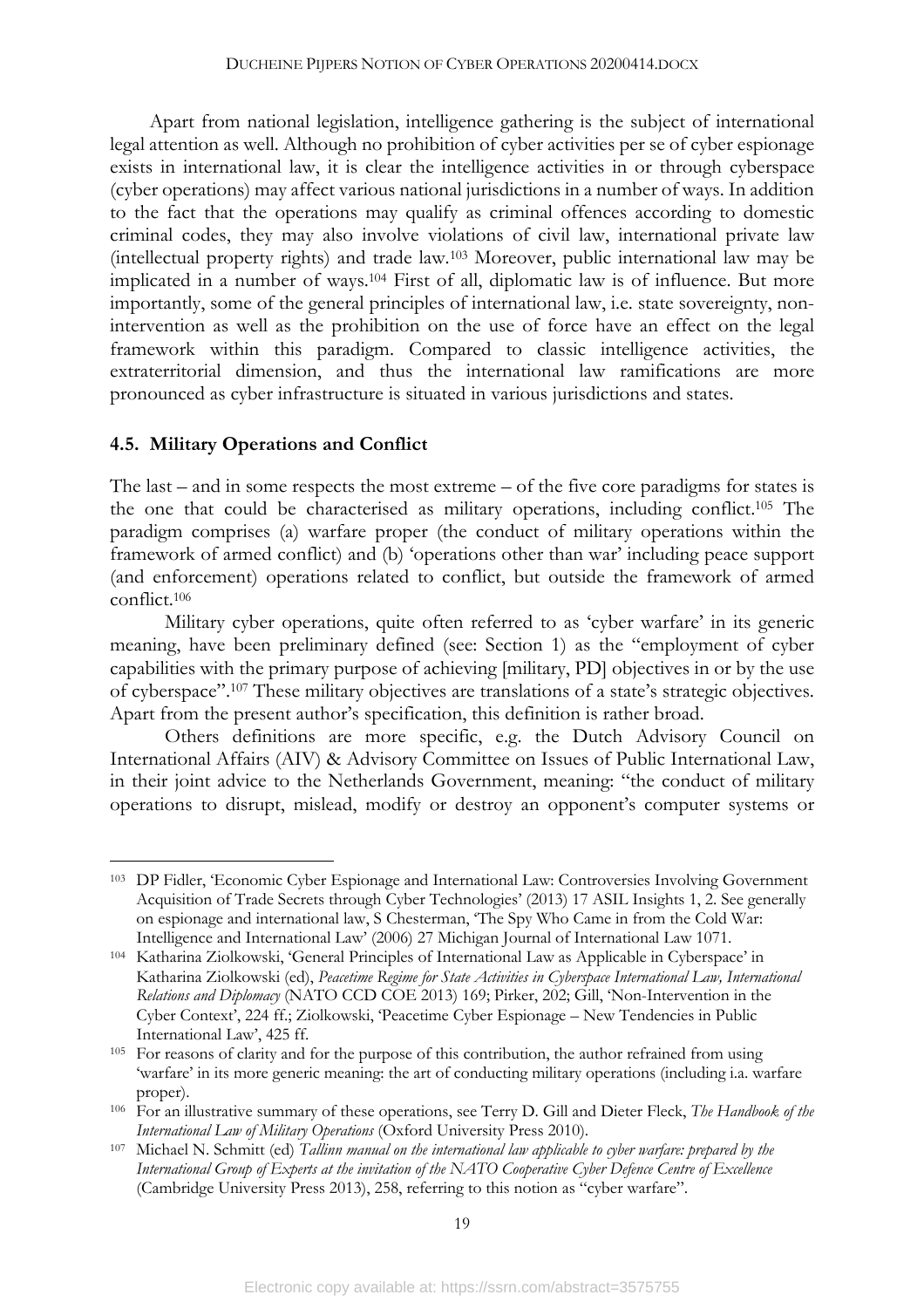Apart from national legislation, intelligence gathering is the subject of international legal attention as well. Although no prohibition of cyber activities per se of cyber espionage exists in international law, it is clear the intelligence activities in or through cyberspace (cyber operations) may affect various national jurisdictions in a number of ways. In addition to the fact that the operations may qualify as criminal offences according to domestic criminal codes, they may also involve violations of civil law, international private law (intellectual property rights) and trade law.[103] Moreover, public international law may be implicated in a number of ways.[104] First of all, diplomatic law is of influence. But more importantly, some of the general principles of international law, i.e. state sovereignty, non-intervention as well as the prohibition on the use of force have an effect on the legal framework within this paradigm. Compared to classic intelligence activities, the extraterritorial dimension, and thus the international law ramifications are more pronounced as cyber infrastructure is situated in various jurisdictions and states.

### 4.5. Military Operations and Conflict

The last – and in some respects the most extreme – of the five core paradigms for states is the one that could be characterised as military operations, including conflict.[105] The paradigm comprises (a) warfare proper (the conduct of military operations within the framework of armed conflict) and (b) 'operations other than war' including peace support (and enforcement) operations related to conflict, but outside the framework of armed conflict.[106]

Military cyber operations, quite often referred to as 'cyber warfare' in its generic meaning, have been preliminary defined (see: Section 1) as the "employment of cyber capabilities with the primary purpose of achieving [military, PD] objectives in or by the use of cyberspace".[107] These military objectives are translations of a state's strategic objectives. Apart from the present author's specification, this definition is rather broad.

Others definitions are more specific, e.g. the Dutch Advisory Council on International Affairs (AIV) & Advisory Committee on Issues of Public International Law, in their joint advice to the Netherlands Government, meaning: "the conduct of military operations to disrupt, mislead, modify or destroy an opponent's computer systems or

---

103 DP Fidler, 'Economic Cyber Espionage and International Law: Controversies Involving Government Acquisition of Trade Secrets through Cyber Technologies' (2013) 17 ASIL Insights 1, 2. See generally on espionage and international law, S Chesterman, 'The Spy Who Came in from the Cold War: Intelligence and International Law' (2006) 27 Michigan Journal of International Law 1071.

104 Katharina Ziolkowski, 'General Principles of International Law as Applicable in Cyberspace' in Katharina Ziolkowski (ed), *Peacetime Regime for State Activities in Cyberspace International Law, International Relations and Diplomacy* (NATO CCD COE 2013) 169; Pirker, 202; Gill, 'Non-Intervention in the Cyber Context', 224 ff.; Ziolkowski, 'Peacetime Cyber Espionage – New Tendencies in Public International Law', 425 ff.

105 For reasons of clarity and for the purpose of this contribution, the author refrained from using 'warfare' in its more generic meaning: the art of conducting military operations (including i.a. warfare proper).

106 For an illustrative summary of these operations, see Terry D. Gill and Dieter Fleck, *The Handbook of the International Law of Military Operations* (Oxford University Press 2010).

107 Michael N. Schmitt (ed) *Tallinn manual on the international law applicable to cyber warfare: prepared by the International Group of Experts at the invitation of the NATO Cooperative Cyber Defence Centre of Excellence* (Cambridge University Press 2013), 258, referring to this notion as "cyber warfare".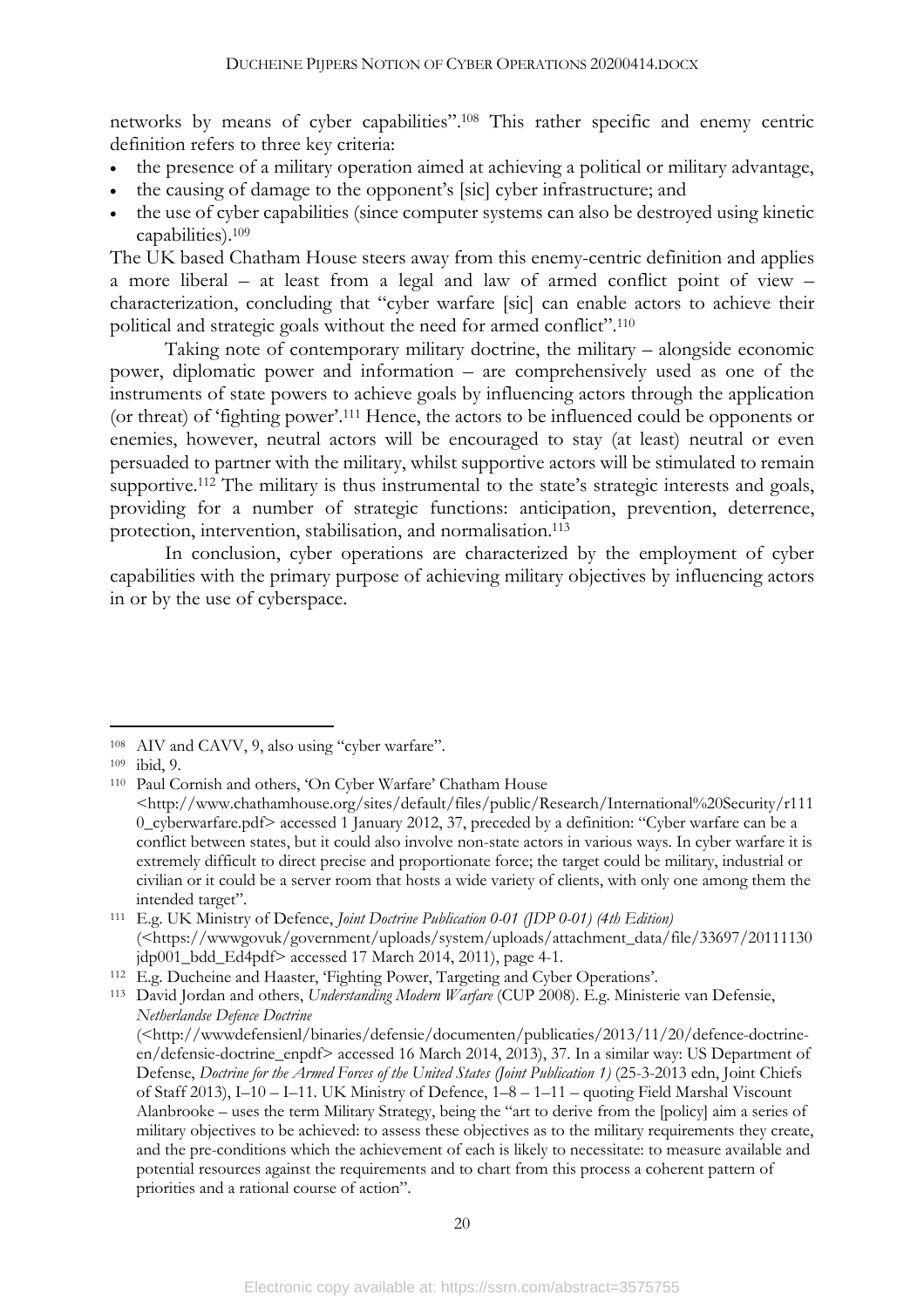networks by means of cyber capabilities".[108] This rather specific and enemy centric definition refers to three key criteria:

- the presence of a military operation aimed at achieving a political or military advantage,
- the causing of damage to the opponent's [sic] cyber infrastructure; and
- the use of cyber capabilities (since computer systems can also be destroyed using kinetic capabilities).[109]

The UK based Chatham House steers away from this enemy-centric definition and applies a more liberal – at least from a legal and law of armed conflict point of view – characterization, concluding that "cyber warfare [sic] can enable actors to achieve their political and strategic goals without the need for armed conflict".[110]

Taking note of contemporary military doctrine, the military – alongside economic power, diplomatic power and information – are comprehensively used as one of the instruments of state powers to achieve goals by influencing actors through the application (or threat) of 'fighting power'.[111] Hence, the actors to be influenced could be opponents or enemies, however, neutral actors will be encouraged to stay (at least) neutral or even persuaded to partner with the military, whilst supportive actors will be stimulated to remain supportive.[112] The military is thus instrumental to the state's strategic interests and goals, providing for a number of strategic functions: anticipation, prevention, deterrence, protection, intervention, stabilisation, and normalisation.[113]

In conclusion, cyber operations are characterized by the employment of cyber capabilities with the primary purpose of achieving military objectives by influencing actors in or by the use of cyberspace.

---

[108] AIV and CAVV, 9, also using "cyber warfare".

[109] ibid, 9.

[110] Paul Cornish and others, 'On Cyber Warfare' Chatham House <http://www.chathamhouse.org/sites/default/files/public/Research/International%20Security/r1110_cyberwarfare.pdf> accessed 1 January 2012, 37, preceded by a definition: "Cyber warfare can be a conflict between states, but it could also involve non-state actors in various ways. In cyber warfare it is extremely difficult to direct precise and proportionate force; the target could be military, industrial or civilian or it could be a server room that hosts a wide variety of clients, with only one among them the intended target".

[111] E.g. UK Ministry of Defence, *Joint Doctrine Publication 0-01 (JDP 0-01) (4th Edition)* (<https://wwwgovuk/government/uploads/system/uploads/attachment_data/file/33697/20111130jdp001_bdd_Ed4pdf> accessed 17 March 2014, 2011), page 4-1.

[112] E.g. Ducheine and Haaster, 'Fighting Power, Targeting and Cyber Operations'.

[113] David Jordan and others, *Understanding Modern Warfare* (CUP 2008). E.g. Ministerie van Defensie, *Netherlandse Defence Doctrine* (<http://wwwdefensienl/binaries/defensie/documenten/publicaties/2013/11/20/defence-doctrine-en/defensie-doctrine_enpdf> accessed 16 March 2014, 2013), 37. In a similar way: US Department of Defense, *Doctrine for the Armed Forces of the United States (Joint Publication 1)* (25-3-2013 edn, Joint Chiefs of Staff 2013), I–10 – I–11. UK Ministry of Defence, 1–8 – 1–11 – quoting Field Marshal Viscount Alanbrooke – uses the term Military Strategy, being the "art to derive from the [policy] aim a series of military objectives to be achieved: to assess these objectives as to the military requirements they create, and the pre-conditions which the achievement of each is likely to necessitate: to measure available and potential resources against the requirements and to chart from this process a coherent pattern of priorities and a rational course of action".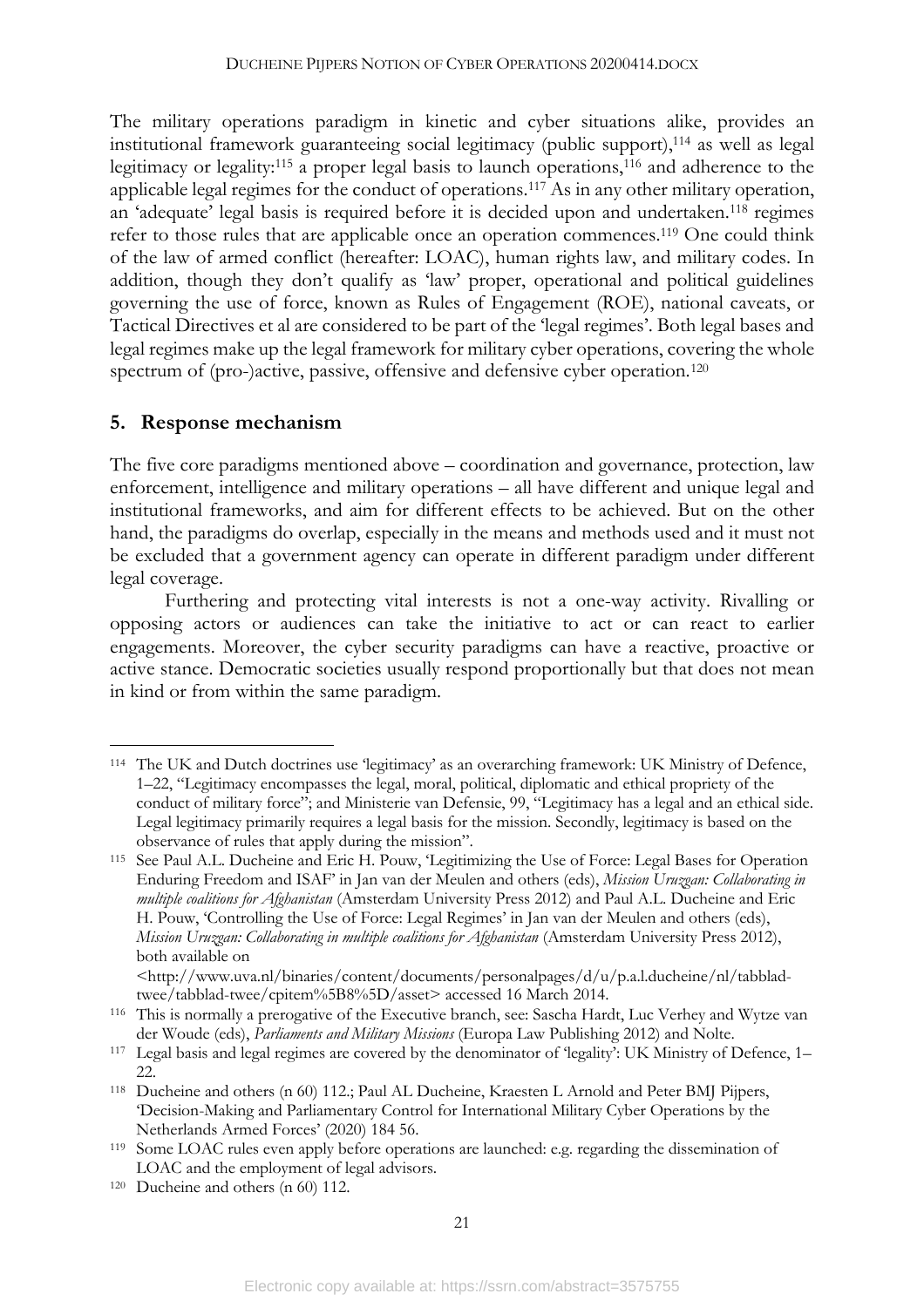The military operations paradigm in kinetic and cyber situations alike, provides an institutional framework guaranteeing social legitimacy (public support),[114] as well as legal legitimacy or legality:[115] a proper legal basis to launch operations,[116] and adherence to the applicable legal regimes for the conduct of operations.[117] As in any other military operation, an 'adequate' legal basis is required before it is decided upon and undertaken.[118] regimes refer to those rules that are applicable once an operation commences.[119] One could think of the law of armed conflict (hereafter: LOAC), human rights law, and military codes. In addition, though they don't qualify as 'law' proper, operational and political guidelines governing the use of force, known as Rules of Engagement (ROE), national caveats, or Tactical Directives et al are considered to be part of the 'legal regimes'. Both legal bases and legal regimes make up the legal framework for military cyber operations, covering the whole spectrum of (pro-)active, passive, offensive and defensive cyber operation.[120]

## 5. Response mechanism

The five core paradigms mentioned above – coordination and governance, protection, law enforcement, intelligence and military operations – all have different and unique legal and institutional frameworks, and aim for different effects to be achieved. But on the other hand, the paradigms do overlap, especially in the means and methods used and it must not be excluded that a government agency can operate in different paradigm under different legal coverage.

Furthering and protecting vital interests is not a one-way activity. Rivalling or opposing actors or audiences can take the initiative to act or can react to earlier engagements. Moreover, the cyber security paradigms can have a reactive, proactive or active stance. Democratic societies usually respond proportionally but that does not mean in kind or from within the same paradigm.

---

[114] The UK and Dutch doctrines use 'legitimacy' as an overarching framework: UK Ministry of Defence, 1–22, "Legitimacy encompasses the legal, moral, political, diplomatic and ethical propriety of the conduct of military force"; and Ministerie van Defensie, 99, "Legitimacy has a legal and an ethical side. Legal legitimacy primarily requires a legal basis for the mission. Secondly, legitimacy is based on the observance of rules that apply during the mission".

[115] See Paul A.L. Ducheine and Eric H. Pouw, 'Legitimizing the Use of Force: Legal Bases for Operation Enduring Freedom and ISAF' in Jan van der Meulen and others (eds), *Mission Uruzgan: Collaborating in multiple coalitions for Afghanistan* (Amsterdam University Press 2012) and Paul A.L. Ducheine and Eric H. Pouw, 'Controlling the Use of Force: Legal Regimes' in Jan van der Meulen and others (eds), *Mission Uruzgan: Collaborating in multiple coalitions for Afghanistan* (Amsterdam University Press 2012), both available on <http://www.uva.nl/binaries/content/documents/personalpages/d/u/p.a.l.ducheine/nl/tabblad-twee/tabblad-twee/cpitem%5B8%5D/asset> accessed 16 March 2014.

[116] This is normally a prerogative of the Executive branch, see: Sascha Hardt, Luc Verhey and Wytze van der Woude (eds), *Parliaments and Military Missions* (Europa Law Publishing 2012) and Nolte.

[117] Legal basis and legal regimes are covered by the denominator of 'legality': UK Ministry of Defence, 1–22.

[118] Ducheine and others (n 60) 112.; Paul AL Ducheine, Kraesten L Arnold and Peter BMJ Pijpers, 'Decision-Making and Parliamentary Control for International Military Cyber Operations by the Netherlands Armed Forces' (2020) 184 56.

[119] Some LOAC rules even apply before operations are launched: e.g. regarding the dissemination of LOAC and the employment of legal advisors.

[120] Ducheine and others (n 60) 112.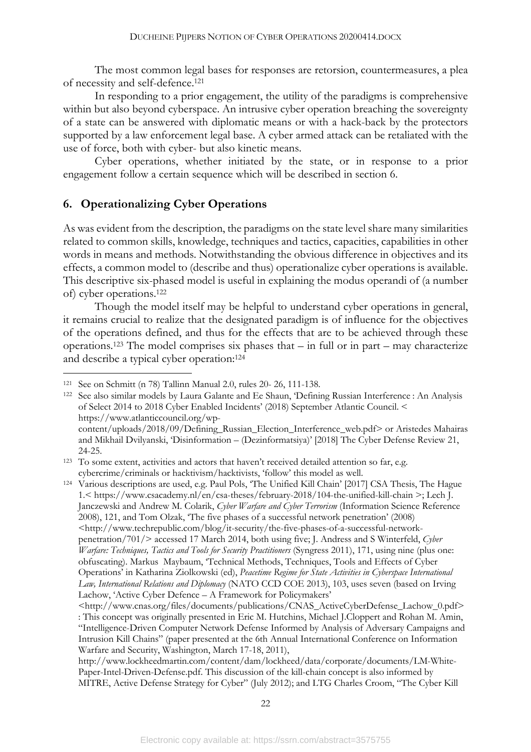The most common legal bases for responses are retorsion, countermeasures, a plea of necessity and self-defence.[121]

In responding to a prior engagement, the utility of the paradigms is comprehensive within but also beyond cyberspace. An intrusive cyber operation breaching the sovereignty of a state can be answered with diplomatic means or with a hack-back by the protectors supported by a law enforcement legal base. A cyber armed attack can be retaliated with the use of force, both with cyber- but also kinetic means.

Cyber operations, whether initiated by the state, or in response to a prior engagement follow a certain sequence which will be described in section 6.

## 6. Operationalizing Cyber Operations

As was evident from the description, the paradigms on the state level share many similarities related to common skills, knowledge, techniques and tactics, capacities, capabilities in other words in means and methods. Notwithstanding the obvious difference in objectives and its effects, a common model to (describe and thus) operationalize cyber operations is available. This descriptive six-phased model is useful in explaining the modus operandi of (a number of) cyber operations.[122]

Though the model itself may be helpful to understand cyber operations in general, it remains crucial to realize that the designated paradigm is of influence for the objectives of the operations defined, and thus for the effects that are to be achieved through these operations.[123] The model comprises six phases that – in full or in part – may characterize and describe a typical cyber operation:[124]

---

[121] See on Schmitt (n 78) Tallinn Manual 2.0, rules 20- 26, 111-138.

[122] See also similar models by Laura Galante and Ee Shaun, 'Defining Russian Interference : An Analysis of Select 2014 to 2018 Cyber Enabled Incidents' (2018) September Atlantic Council. < https://www.atlanticcouncil.org/wp-content/uploads/2018/09/Defining_Russian_Election_Interference_web.pdf> or Aristedes Mahairas and Mikhail Dvilyanski, 'Disinformation – (Dezinformatsiya)' [2018] The Cyber Defense Review 21, 24-25.

[123] To some extent, activities and actors that haven't received detailed attention so far, e.g. cybercrime/criminals or hacktivism/hacktivists, 'follow' this model as well.

[124] Various descriptions are used, e.g. Paul Pols, 'The Unified Kill Chain' [2017] CSA Thesis, The Hague 1.< https://www.csacademy.nl/en/csa-theses/february-2018/104-the-unified-kill-chain >; Lech J. Janczewski and Andrew M. Colarik, *Cyber Warfare and Cyber Terrorism* (Information Science Reference 2008), 121, and Tom Olzak, 'The five phases of a successful network penetration' (2008) <http://www.techrepublic.com/blog/it-security/the-five-phases-of-a-successful-network-penetration/701/> accessed 17 March 2014, both using five; J. Andress and S Winterfeld, *Cyber Warfare: Techniques, Tactics and Tools for Security Practitioners* (Syngress 2011), 171, using nine (plus one: obfuscating). Markus Maybaum, 'Technical Methods, Techniques, Tools and Effects of Cyber Operations' in Katharina Ziolkowski (ed), *Peacetime Regime for State Activities in Cyberspace International Law, International Relations and Diplomacy* (NATO CCD COE 2013), 103, uses seven (based on Irving Lachow, 'Active Cyber Defence – A Framework for Policymakers' <http://www.cnas.org/files/documents/publications/CNAS_ActiveCyberDefense_Lachow_0.pdf> : This concept was originally presented in Eric M. Hutchins, Michael J.Cloppert and Rohan M. Amin, "Intelligence-Driven Computer Network Defense Informed by Analysis of Adversary Campaigns and Intrusion Kill Chains" (paper presented at the 6th Annual International Conference on Information Warfare and Security, Washington, March 17-18, 2011), http://www.lockheedmartin.com/content/dam/lockheed/data/corporate/documents/LM-White-Paper-Intel-Driven-Defense.pdf. This discussion of the kill-chain concept is also informed by MITRE, Active Defense Strategy for Cyber" (July 2012); and LTG Charles Croom, "The Cyber Kill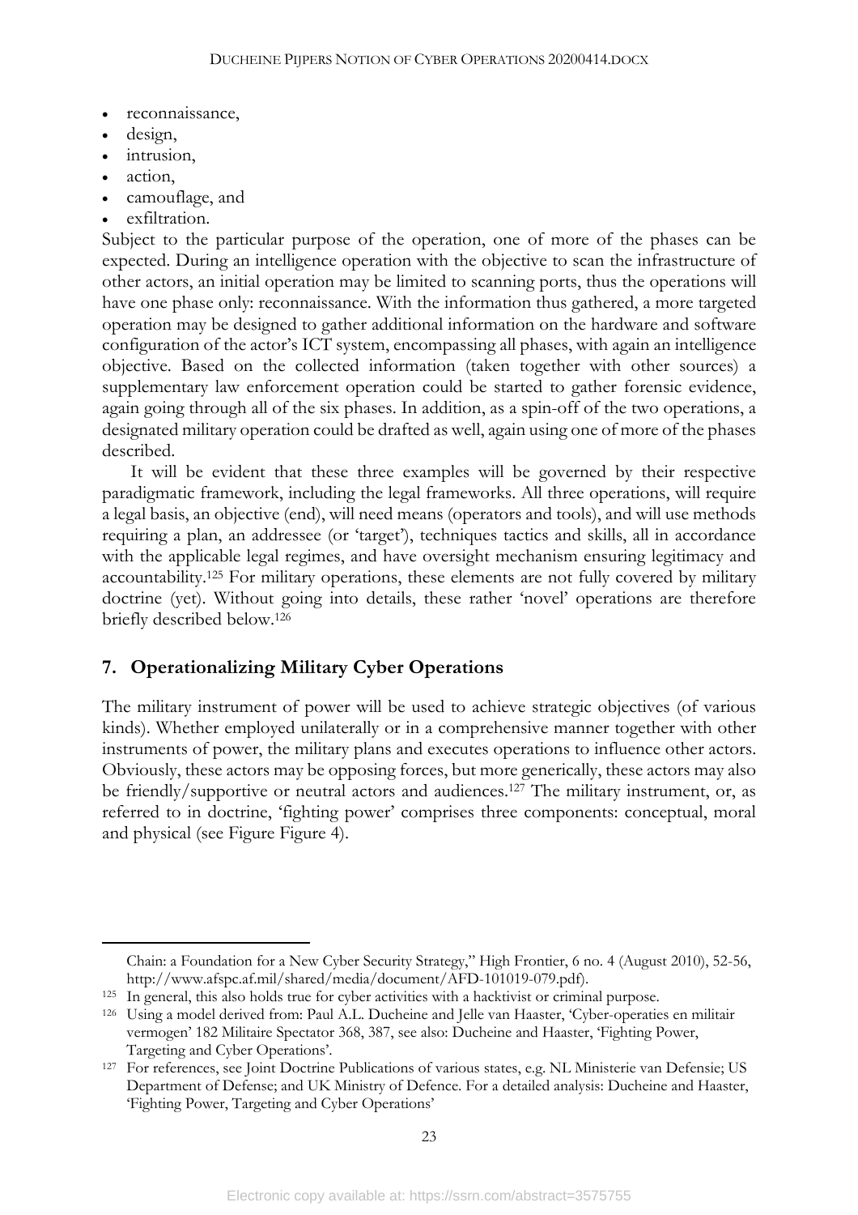- reconnaissance,
- design,
- intrusion,
- action,
- camouflage, and
- exfiltration.

Subject to the particular purpose of the operation, one of more of the phases can be expected. During an intelligence operation with the objective to scan the infrastructure of other actors, an initial operation may be limited to scanning ports, thus the operations will have one phase only: reconnaissance. With the information thus gathered, a more targeted operation may be designed to gather additional information on the hardware and software configuration of the actor's ICT system, encompassing all phases, with again an intelligence objective. Based on the collected information (taken together with other sources) a supplementary law enforcement operation could be started to gather forensic evidence, again going through all of the six phases. In addition, as a spin-off of the two operations, a designated military operation could be drafted as well, again using one of more of the phases described.

It will be evident that these three examples will be governed by their respective paradigmatic framework, including the legal frameworks. All three operations, will require a legal basis, an objective (end), will need means (operators and tools), and will use methods requiring a plan, an addressee (or 'target'), techniques tactics and skills, all in accordance with the applicable legal regimes, and have oversight mechanism ensuring legitimacy and accountability.[125] For military operations, these elements are not fully covered by military doctrine (yet). Without going into details, these rather 'novel' operations are therefore briefly described below.[126]

## 7. Operationalizing Military Cyber Operations

The military instrument of power will be used to achieve strategic objectives (of various kinds). Whether employed unilaterally or in a comprehensive manner together with other instruments of power, the military plans and executes operations to influence other actors. Obviously, these actors may be opposing forces, but more generically, these actors may also be friendly/supportive or neutral actors and audiences.[127] The military instrument, or, as referred to in doctrine, 'fighting power' comprises three components: conceptual, moral and physical (see Figure Figure 4).

---

Chain: a Foundation for a New Cyber Security Strategy," High Frontier, 6 no. 4 (August 2010), 52-56, http://www.afspc.af.mil/shared/media/document/AFD-101019-079.pdf).

[125] In general, this also holds true for cyber activities with a hacktivist or criminal purpose.

[126] Using a model derived from: Paul A.L. Ducheine and Jelle van Haaster, 'Cyber-operaties en militair vermogen' 182 Militaire Spectator 368, 387, see also: Ducheine and Haaster, 'Fighting Power, Targeting and Cyber Operations'.

[127] For references, see Joint Doctrine Publications of various states, e.g. NL Ministerie van Defensie; US Department of Defense; and UK Ministry of Defence. For a detailed analysis: Ducheine and Haaster, 'Fighting Power, Targeting and Cyber Operations'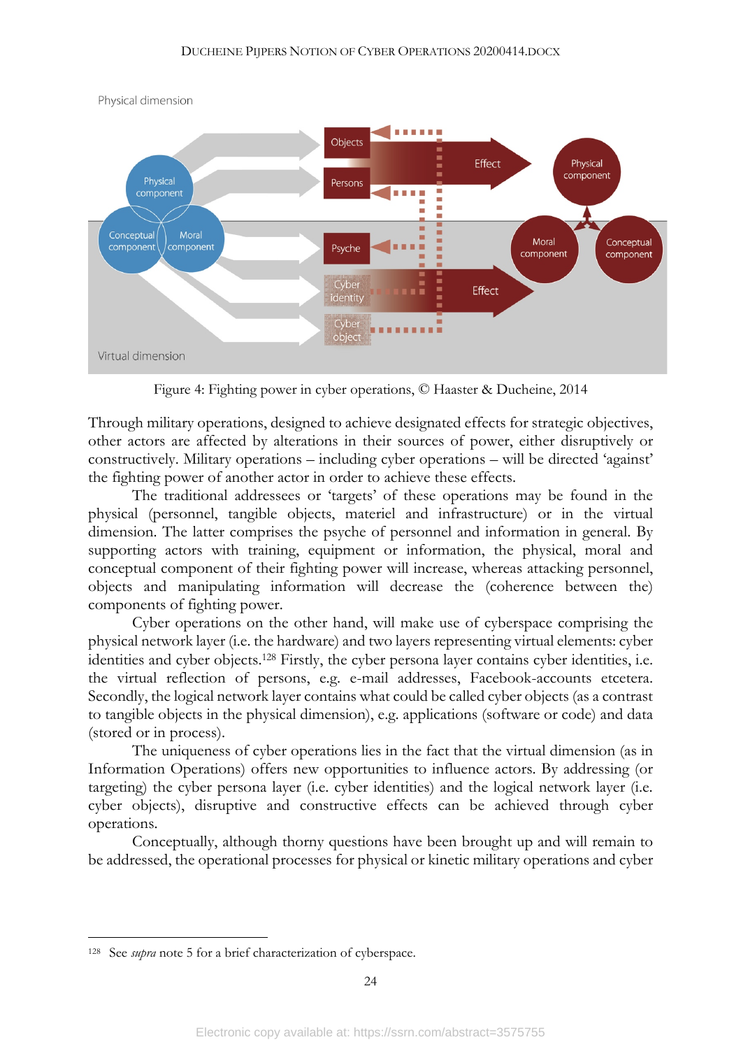Figure 4: Fighting power in cyber operations, © Haaster & Ducheine, 2014

Through military operations, designed to achieve designated effects for strategic objectives, other actors are affected by alterations in their sources of power, either disruptively or constructively. Military operations – including cyber operations – will be directed 'against' the fighting power of another actor in order to achieve these effects.

The traditional addressees or 'targets' of these operations may be found in the physical (personnel, tangible objects, materiel and infrastructure) or in the virtual dimension. The latter comprises the psyche of personnel and information in general. By supporting actors with training, equipment or information, the physical, moral and conceptual component of their fighting power will increase, whereas attacking personnel, objects and manipulating information will decrease the (coherence between the) components of fighting power.

Cyber operations on the other hand, will make use of cyberspace comprising the physical network layer (i.e. the hardware) and two layers representing virtual elements: cyber identities and cyber objects.[128] Firstly, the cyber persona layer contains cyber identities, i.e. the virtual reflection of persons, e.g. e-mail addresses, Facebook-accounts etcetera. Secondly, the logical network layer contains what could be called cyber objects (as a contrast to tangible objects in the physical dimension), e.g. applications (software or code) and data (stored or in process).

The uniqueness of cyber operations lies in the fact that the virtual dimension (as in Information Operations) offers new opportunities to influence actors. By addressing (or targeting) the cyber persona layer (i.e. cyber identities) and the logical network layer (i.e. cyber objects), disruptive and constructive effects can be achieved through cyber operations.

Conceptually, although thorny questions have been brought up and will remain to be addressed, the operational processes for physical or kinetic military operations and cyber

[128] See *supra* note 5 for a brief characterization of cyberspace.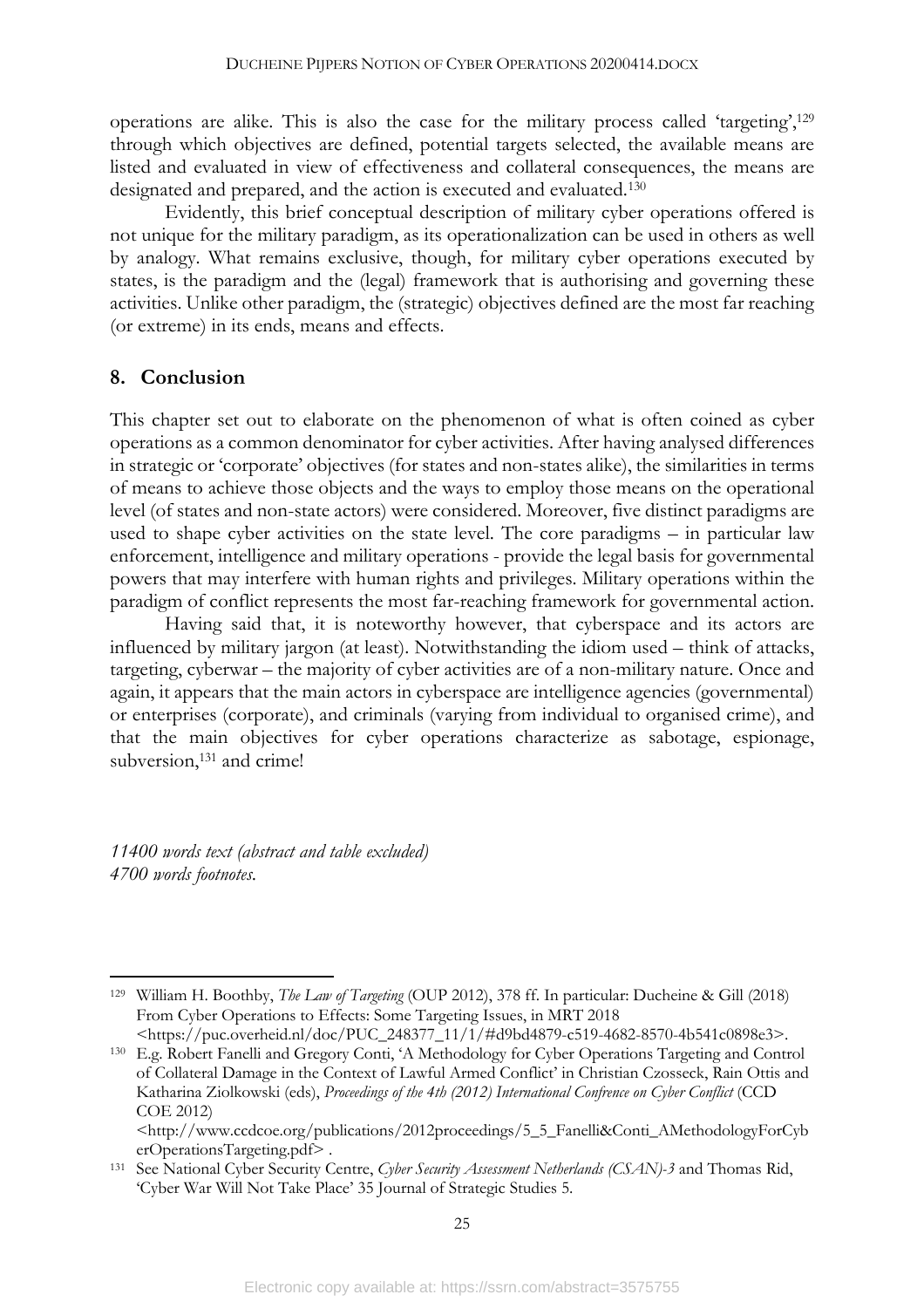operations are alike. This is also the case for the military process called 'targeting',[129] through which objectives are defined, potential targets selected, the available means are listed and evaluated in view of effectiveness and collateral consequences, the means are designated and prepared, and the action is executed and evaluated.[130]

Evidently, this brief conceptual description of military cyber operations offered is not unique for the military paradigm, as its operationalization can be used in others as well by analogy. What remains exclusive, though, for military cyber operations executed by states, is the paradigm and the (legal) framework that is authorising and governing these activities. Unlike other paradigm, the (strategic) objectives defined are the most far reaching (or extreme) in its ends, means and effects.

## 8. Conclusion

This chapter set out to elaborate on the phenomenon of what is often coined as cyber operations as a common denominator for cyber activities. After having analysed differences in strategic or 'corporate' objectives (for states and non-states alike), the similarities in terms of means to achieve those objects and the ways to employ those means on the operational level (of states and non-state actors) were considered. Moreover, five distinct paradigms are used to shape cyber activities on the state level. The core paradigms – in particular law enforcement, intelligence and military operations - provide the legal basis for governmental powers that may interfere with human rights and privileges. Military operations within the paradigm of conflict represents the most far-reaching framework for governmental action.

Having said that, it is noteworthy however, that cyberspace and its actors are influenced by military jargon (at least). Notwithstanding the idiom used – think of attacks, targeting, cyberwar – the majority of cyber activities are of a non-military nature. Once and again, it appears that the main actors in cyberspace are intelligence agencies (governmental) or enterprises (corporate), and criminals (varying from individual to organised crime), and that the main objectives for cyber operations characterize as sabotage, espionage, subversion,[131] and crime!

*11400 words text (abstract and table excluded)*
*4700 words footnotes.*

---

[129] William H. Boothby, *The Law of Targeting* (OUP 2012), 378 ff. In particular: Ducheine & Gill (2018) From Cyber Operations to Effects: Some Targeting Issues, in MRT 2018 <https://puc.overheid.nl/doc/PUC_248377_11/1/#d9bd4879-c519-4682-8570-4b541c0898e3>.

[130] E.g. Robert Fanelli and Gregory Conti, 'A Methodology for Cyber Operations Targeting and Control of Collateral Damage in the Context of Lawful Armed Conflict' in Christian Czosseck, Rain Ottis and Katharina Ziolkowski (eds), *Proceedings of the 4th (2012) International Confrence on Cyber Conflict* (CCD COE 2012) <http://www.ccdcoe.org/publications/2012proceedings/5_5_Fanelli&Conti_AMethodologyForCyberOperationsTargeting.pdf> .

[131] See National Cyber Security Centre, *Cyber Security Assessment Netherlands (CSAN)-3* and Thomas Rid, 'Cyber War Will Not Take Place' 35 Journal of Strategic Studies 5.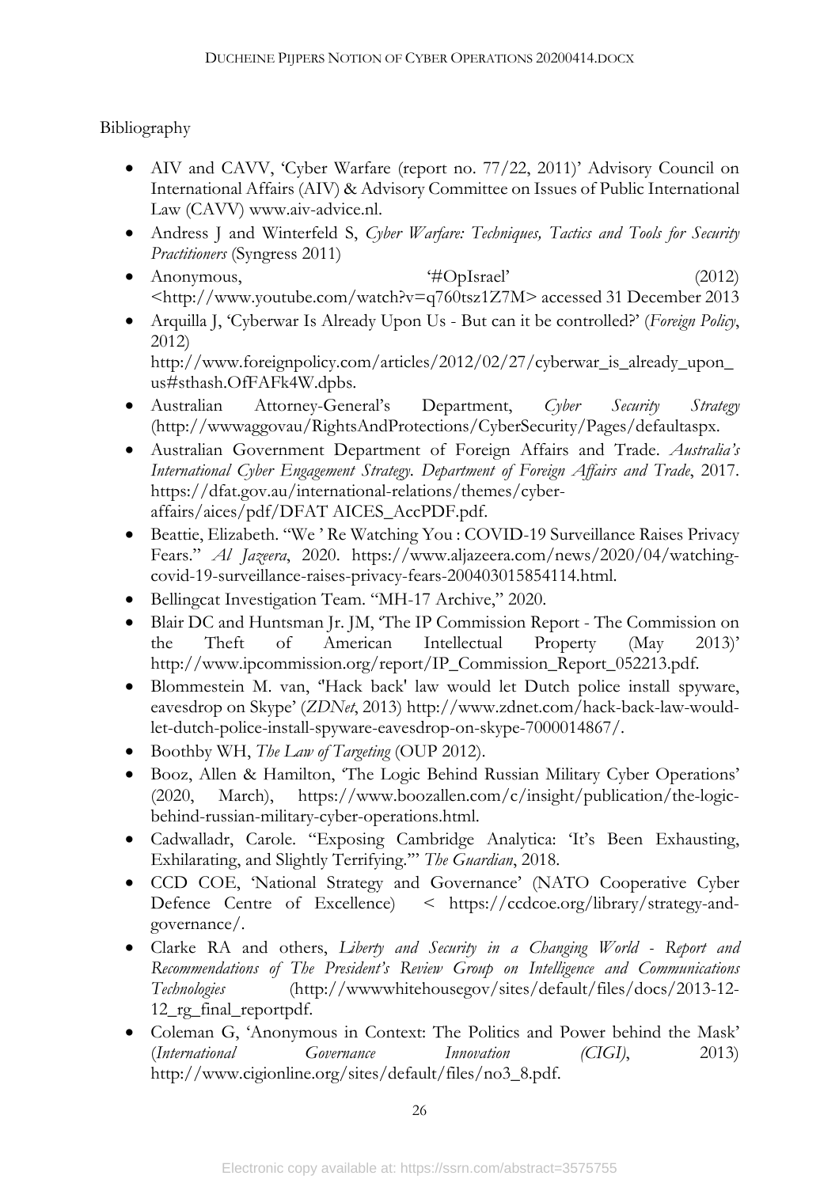Bibliography

- AIV and CAVV, 'Cyber Warfare (report no. 77/22, 2011)' Advisory Council on International Affairs (AIV) & Advisory Committee on Issues of Public International Law (CAVV) www.aiv-advice.nl.
- Andress J and Winterfeld S, *Cyber Warfare: Techniques, Tactics and Tools for Security Practitioners* (Syngress 2011)
- Anonymous, '#OpIsrael' (2012) <http://www.youtube.com/watch?v=q760tsz1Z7M> accessed 31 December 2013
- Arquilla J, 'Cyberwar Is Already Upon Us - But can it be controlled?' (*Foreign Policy*, 2012) http://www.foreignpolicy.com/articles/2012/02/27/cyberwar_is_already_upon_us#sthash.OfFAFk4W.dpbs.
- Australian Attorney-General's Department, *Cyber Security Strategy* (http://wwwaggovau/RightsAndProtections/CyberSecurity/Pages/defaultaspx.
- Australian Government Department of Foreign Affairs and Trade. *Australia's International Cyber Engagement Strategy*. *Department of Foreign Affairs and Trade*, 2017. https://dfat.gov.au/international-relations/themes/cyber-affairs/aices/pdf/DFAT AICES_AccPDF.pdf.
- Beattie, Elizabeth. "We ' Re Watching You : COVID-19 Surveillance Raises Privacy Fears." *Al Jazeera*, 2020. https://www.aljazeera.com/news/2020/04/watching-covid-19-surveillance-raises-privacy-fears-200403015854114.html.
- Bellingcat Investigation Team. "MH-17 Archive," 2020.
- Blair DC and Huntsman Jr. JM, 'The IP Commission Report - The Commission on the Theft of American Intellectual Property (May 2013)' http://www.ipcommission.org/report/IP_Commission_Report_052213.pdf.
- Blommestein M. van, ''Hack back' law would let Dutch police install spyware, eavesdrop on Skype' (*ZDNet*, 2013) http://www.zdnet.com/hack-back-law-would-let-dutch-police-install-spyware-eavesdrop-on-skype-7000014867/.
- Boothby WH, *The Law of Targeting* (OUP 2012).
- Booz, Allen & Hamilton, 'The Logic Behind Russian Military Cyber Operations' (2020, March), https://www.boozallen.com/c/insight/publication/the-logic-behind-russian-military-cyber-operations.html.
- Cadwalladr, Carole. "Exposing Cambridge Analytica: 'It's Been Exhausting, Exhilarating, and Slightly Terrifying.'" *The Guardian*, 2018.
- CCD COE, 'National Strategy and Governance' (NATO Cooperative Cyber Defence Centre of Excellence) < https://ccdcoe.org/library/strategy-and-governance/.
- Clarke RA and others, *Liberty and Security in a Changing World - Report and Recommendations of The President's Review Group on Intelligence and Communications Technologies* (http://wwwwhitehousegov/sites/default/files/docs/2013-12-12_rg_final_reportpdf.
- Coleman G, 'Anonymous in Context: The Politics and Power behind the Mask' (*International Governance Innovation (CIGI)*, 2013) http://www.cigionline.org/sites/default/files/no3_8.pdf.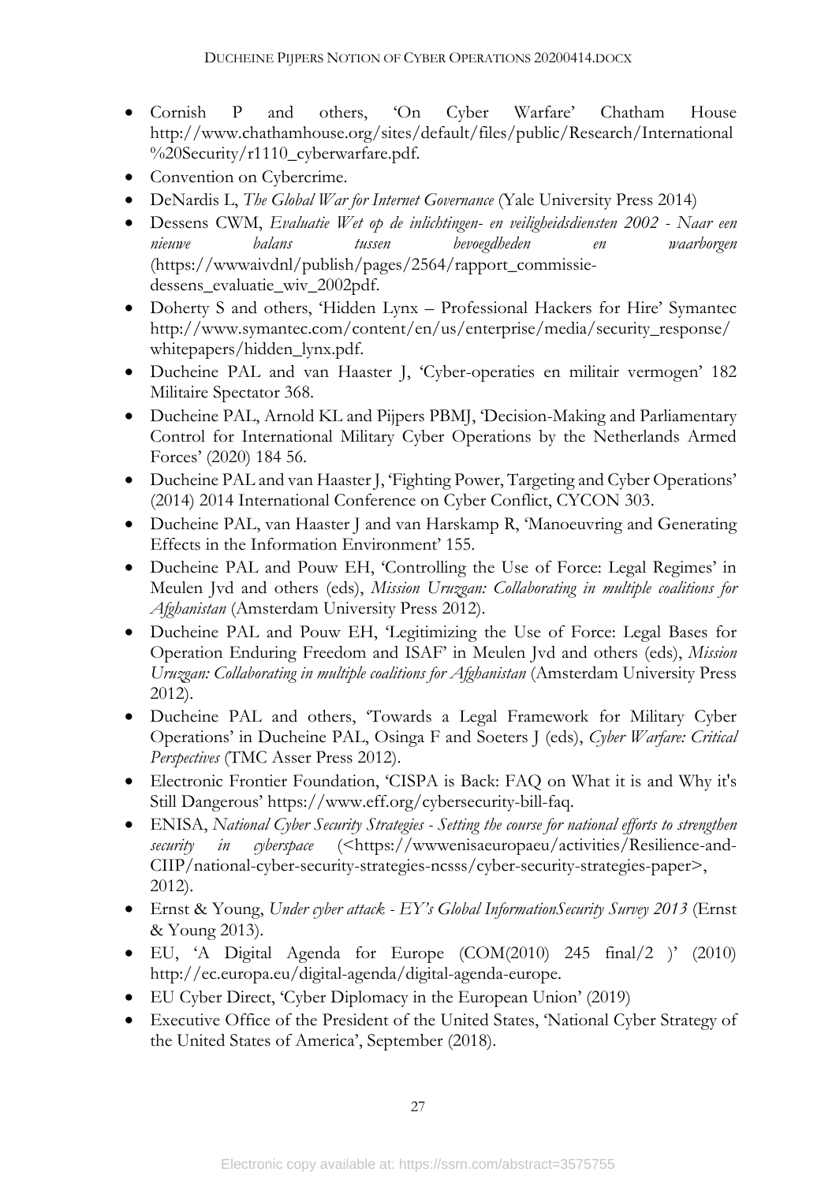- Cornish P and others, 'On Cyber Warfare' Chatham House http://www.chathamhouse.org/sites/default/files/public/Research/International%20Security/r1110_cyberwarfare.pdf.
- Convention on Cybercrime.
- DeNardis L, *The Global War for Internet Governance* (Yale University Press 2014)
- Dessens CWM, *Evaluatie Wet op de inlichtingen- en veiligheidsdiensten 2002 - Naar een nieuwe balans tussen bevoegdheden en waarborgen* (https://wwwaivdnl/publish/pages/2564/rapport_commissie-dessens_evaluatie_wiv_2002pdf.
- Doherty S and others, 'Hidden Lynx – Professional Hackers for Hire' Symantec http://www.symantec.com/content/en/us/enterprise/media/security_response/whitepapers/hidden_lynx.pdf.
- Ducheine PAL and van Haaster J, 'Cyber-operaties en militair vermogen' 182 Militaire Spectator 368.
- Ducheine PAL, Arnold KL and Pijpers PBMJ, 'Decision-Making and Parliamentary Control for International Military Cyber Operations by the Netherlands Armed Forces' (2020) 184 56.
- Ducheine PAL and van Haaster J, 'Fighting Power, Targeting and Cyber Operations' (2014) 2014 International Conference on Cyber Conflict, CYCON 303.
- Ducheine PAL, van Haaster J and van Harskamp R, 'Manoeuvring and Generating Effects in the Information Environment' 155.
- Ducheine PAL and Pouw EH, 'Controlling the Use of Force: Legal Regimes' in Meulen Jvd and others (eds), *Mission Uruzgan: Collaborating in multiple coalitions for Afghanistan* (Amsterdam University Press 2012).
- Ducheine PAL and Pouw EH, 'Legitimizing the Use of Force: Legal Bases for Operation Enduring Freedom and ISAF' in Meulen Jvd and others (eds), *Mission Uruzgan: Collaborating in multiple coalitions for Afghanistan* (Amsterdam University Press 2012).
- Ducheine PAL and others, 'Towards a Legal Framework for Military Cyber Operations' in Ducheine PAL, Osinga F and Soeters J (eds), *Cyber Warfare: Critical Perspectives* (TMC Asser Press 2012).
- Electronic Frontier Foundation, 'CISPA is Back: FAQ on What it is and Why it's Still Dangerous' https://www.eff.org/cybersecurity-bill-faq.
- ENISA, *National Cyber Security Strategies - Setting the course for national efforts to strengthen security in cyberspace* (<https://wwwenisaeuropaeu/activities/Resilience-and-CIIP/national-cyber-security-strategies-ncsss/cyber-security-strategies-paper>, 2012).
- Ernst & Young, *Under cyber attack - EY's Global InformationSecurity Survey 2013* (Ernst & Young 2013).
- EU, 'A Digital Agenda for Europe (COM(2010) 245 final/2 )' (2010) http://ec.europa.eu/digital-agenda/digital-agenda-europe.
- EU Cyber Direct, 'Cyber Diplomacy in the European Union' (2019)
- Executive Office of the President of the United States, 'National Cyber Strategy of the United States of America', September (2018).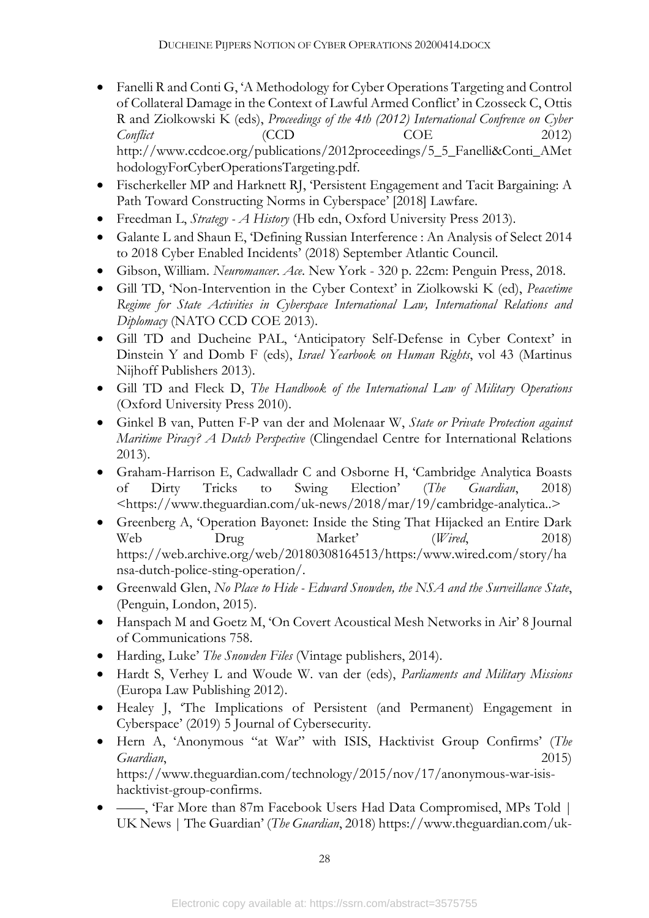- Fanelli R and Conti G, 'A Methodology for Cyber Operations Targeting and Control of Collateral Damage in the Context of Lawful Armed Conflict' in Czosseck C, Ottis R and Ziolkowski K (eds), *Proceedings of the 4th (2012) International Confrence on Cyber Conflict* (CCD COE 2012) http://www.ccdcoe.org/publications/2012proceedings/5_5_Fanelli&Conti_AMethodologyForCyberOperationsTargeting.pdf.
- Fischerkeller MP and Harknett RJ, 'Persistent Engagement and Tacit Bargaining: A Path Toward Constructing Norms in Cyberspace' [2018] Lawfare.
- Freedman L, *Strategy - A History* (Hb edn, Oxford University Press 2013).
- Galante L and Shaun E, 'Defining Russian Interference : An Analysis of Select 2014 to 2018 Cyber Enabled Incidents' (2018) September Atlantic Council.
- Gibson, William. *Neuromancer*. *Ace*. New York - 320 p. 22cm: Penguin Press, 2018.
- Gill TD, 'Non-Intervention in the Cyber Context' in Ziolkowski K (ed), *Peacetime Regime for State Activities in Cyberspace International Law, International Relations and Diplomacy* (NATO CCD COE 2013).
- Gill TD and Ducheine PAL, 'Anticipatory Self-Defense in Cyber Context' in Dinstein Y and Domb F (eds), *Israel Yearbook on Human Rights*, vol 43 (Martinus Nijhoff Publishers 2013).
- Gill TD and Fleck D, *The Handbook of the International Law of Military Operations* (Oxford University Press 2010).
- Ginkel B van, Putten F-P van der and Molenaar W, *State or Private Protection against Maritime Piracy? A Dutch Perspective* (Clingendael Centre for International Relations 2013).
- Graham-Harrison E, Cadwalladr C and Osborne H, 'Cambridge Analytica Boasts of Dirty Tricks to Swing Election' (*The Guardian*, 2018) <https://www.theguardian.com/uk-news/2018/mar/19/cambridge-analytica..>
- Greenberg A, 'Operation Bayonet: Inside the Sting That Hijacked an Entire Dark Web Drug Market' (*Wired*, 2018) https://web.archive.org/web/20180308164513/https:/www.wired.com/story/hansa-dutch-police-sting-operation/.
- Greenwald Glen, *No Place to Hide - Edward Snowden, the NSA and the Surveillance State*, (Penguin, London, 2015).
- Hanspach M and Goetz M, 'On Covert Acoustical Mesh Networks in Air' 8 Journal of Communications 758.
- Harding, Luke' *The Snowden Files* (Vintage publishers, 2014).
- Hardt S, Verhey L and Woude W. van der (eds), *Parliaments and Military Missions* (Europa Law Publishing 2012).
- Healey J, 'The Implications of Persistent (and Permanent) Engagement in Cyberspace' (2019) 5 Journal of Cybersecurity.
- Hern A, 'Anonymous "at War" with ISIS, Hacktivist Group Confirms' (*The Guardian*, 2015) https://www.theguardian.com/technology/2015/nov/17/anonymous-war-isis-hacktivist-group-confirms.
- ——, 'Far More than 87m Facebook Users Had Data Compromised, MPs Told | UK News | The Guardian' (*The Guardian*, 2018) https://www.theguardian.com/uk-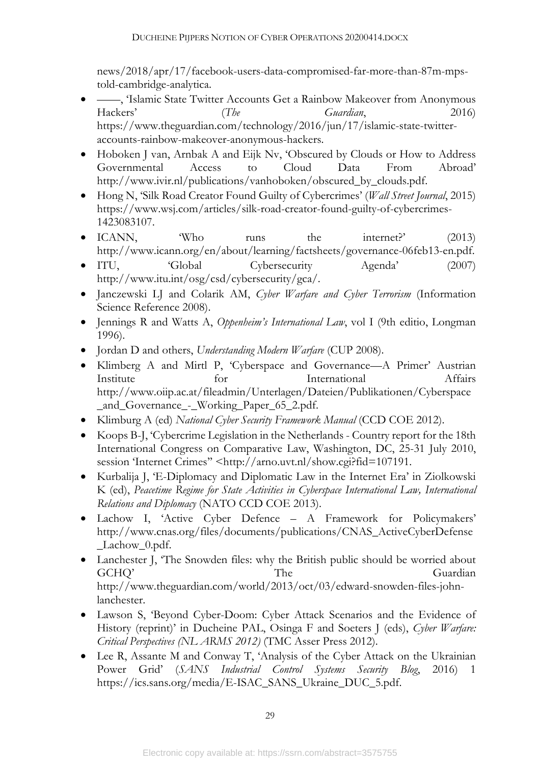news/2018/apr/17/facebook-users-data-compromised-far-more-than-87m-mps-told-cambridge-analytica.

- ——, 'Islamic State Twitter Accounts Get a Rainbow Makeover from Anonymous Hackers' (*The Guardian*, 2016) https://www.theguardian.com/technology/2016/jun/17/islamic-state-twitter-accounts-rainbow-makeover-anonymous-hackers.
- Hoboken J van, Arnbak A and Eijk Nv, 'Obscured by Clouds or How to Address Governmental Access to Cloud Data From Abroad' http://www.ivir.nl/publications/vanhoboken/obscured_by_clouds.pdf.
- Hong N, 'Silk Road Creator Found Guilty of Cybercrimes' (*Wall Street Journal*, 2015) https://www.wsj.com/articles/silk-road-creator-found-guilty-of-cybercrimes-1423083107.
- ICANN, 'Who runs the internet?' (2013) http://www.icann.org/en/about/learning/factsheets/governance-06feb13-en.pdf.
- ITU, 'Global Cybersecurity Agenda' (2007) http://www.itu.int/osg/csd/cybersecurity/gca/.
- Janczewski LJ and Colarik AM, *Cyber Warfare and Cyber Terrorism* (Information Science Reference 2008).
- Jennings R and Watts A, *Oppenheim's International Law*, vol I (9th editio, Longman 1996).
- Jordan D and others, *Understanding Modern Warfare* (CUP 2008).
- Klimberg A and Mirtl P, 'Cyberspace and Governance—A Primer' Austrian Institute for International Affairs http://www.oiip.ac.at/fileadmin/Unterlagen/Dateien/Publikationen/Cyberspace_and_Governance_-_Working_Paper_65_2.pdf.
- Klimburg A (ed) *National Cyber Security Framework Manual* (CCD COE 2012).
- Koops B-J, 'Cybercrime Legislation in the Netherlands - Country report for the 18th International Congress on Comparative Law, Washington, DC, 25-31 July 2010, session 'Internet Crimes'' <http://arno.uvt.nl/show.cgi?fid=107191.
- Kurbalija J, 'E-Diplomacy and Diplomatic Law in the Internet Era' in Ziolkowski K (ed), *Peacetime Regime for State Activities in Cyberspace International Law, International Relations and Diplomacy* (NATO CCD COE 2013).
- Lachow I, 'Active Cyber Defence – A Framework for Policymakers' http://www.cnas.org/files/documents/publications/CNAS_ActiveCyberDefense_Lachow_0.pdf.
- Lanchester J, 'The Snowden files: why the British public should be worried about GCHQ' The Guardian http://www.theguardian.com/world/2013/oct/03/edward-snowden-files-john-lanchester.
- Lawson S, 'Beyond Cyber-Doom: Cyber Attack Scenarios and the Evidence of History (reprint)' in Ducheine PAL, Osinga F and Soeters J (eds), *Cyber Warfare: Critical Perspectives (NL ARMS 2012)* (TMC Asser Press 2012).
- Lee R, Assante M and Conway T, 'Analysis of the Cyber Attack on the Ukrainian Power Grid' (*SANS Industrial Control Systems Security Blog*, 2016) 1 https://ics.sans.org/media/E-ISAC_SANS_Ukraine_DUC_5.pdf.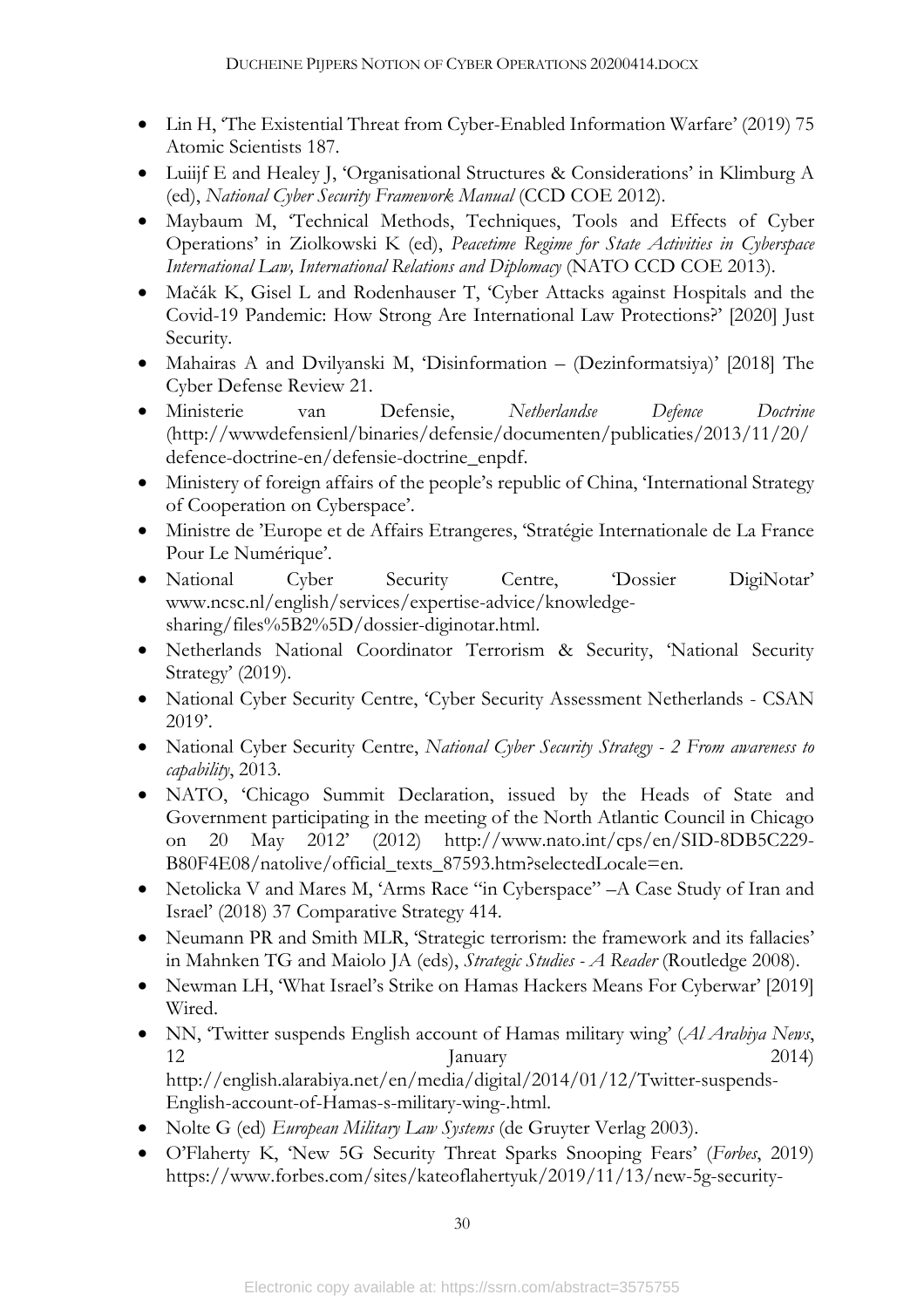- Lin H, 'The Existential Threat from Cyber-Enabled Information Warfare' (2019) 75 Atomic Scientists 187.
- Luiijf E and Healey J, 'Organisational Structures & Considerations' in Klimburg A (ed), *National Cyber Security Framework Manual* (CCD COE 2012).
- Maybaum M, 'Technical Methods, Techniques, Tools and Effects of Cyber Operations' in Ziolkowski K (ed), *Peacetime Regime for State Activities in Cyberspace International Law, International Relations and Diplomacy* (NATO CCD COE 2013).
- Mačák K, Gisel L and Rodenhauser T, 'Cyber Attacks against Hospitals and the Covid-19 Pandemic: How Strong Are International Law Protections?' [2020] Just Security.
- Mahairas A and Dvilyanski M, 'Disinformation – (Dezinformatsiya)' [2018] The Cyber Defense Review 21.
- Ministerie van Defensie, *Netherlandse Defence Doctrine* (http://wwwdefensienl/binaries/defensie/documenten/publicaties/2013/11/20/defence-doctrine-en/defensie-doctrine_enpdf.
- Ministery of foreign affairs of the people's republic of China, 'International Strategy of Cooperation on Cyberspace'.
- Ministre de 'Europe et de Affairs Etrangeres, 'Stratégie Internationale de La France Pour Le Numérique'.
- National Cyber Security Centre, 'Dossier DigiNotar' www.ncsc.nl/english/services/expertise-advice/knowledge-sharing/files%5B2%5D/dossier-diginotar.html.
- Netherlands National Coordinator Terrorism & Security, 'National Security Strategy' (2019).
- National Cyber Security Centre, 'Cyber Security Assessment Netherlands - CSAN 2019'.
- National Cyber Security Centre, *National Cyber Security Strategy - 2 From awareness to capability*, 2013.
- NATO, 'Chicago Summit Declaration, issued by the Heads of State and Government participating in the meeting of the North Atlantic Council in Chicago on 20 May 2012' (2012) http://www.nato.int/cps/en/SID-8DB5C229-B80F4E08/natolive/official_texts_87593.htm?selectedLocale=en.
- Netolicka V and Mares M, 'Arms Race "in Cyberspace" –A Case Study of Iran and Israel' (2018) 37 Comparative Strategy 414.
- Neumann PR and Smith MLR, 'Strategic terrorism: the framework and its fallacies' in Mahnken TG and Maiolo JA (eds), *Strategic Studies - A Reader* (Routledge 2008).
- Newman LH, 'What Israel's Strike on Hamas Hackers Means For Cyberwar' [2019] Wired.
- NN, 'Twitter suspends English account of Hamas military wing' (*Al Arabiya News*, 12 January 2014) http://english.alarabiya.net/en/media/digital/2014/01/12/Twitter-suspends-English-account-of-Hamas-s-military-wing-.html.
- Nolte G (ed) *European Military Law Systems* (de Gruyter Verlag 2003).
- O'Flaherty K, 'New 5G Security Threat Sparks Snooping Fears' (*Forbes*, 2019) https://www.forbes.com/sites/kateoflahertyuk/2019/11/13/new-5g-security-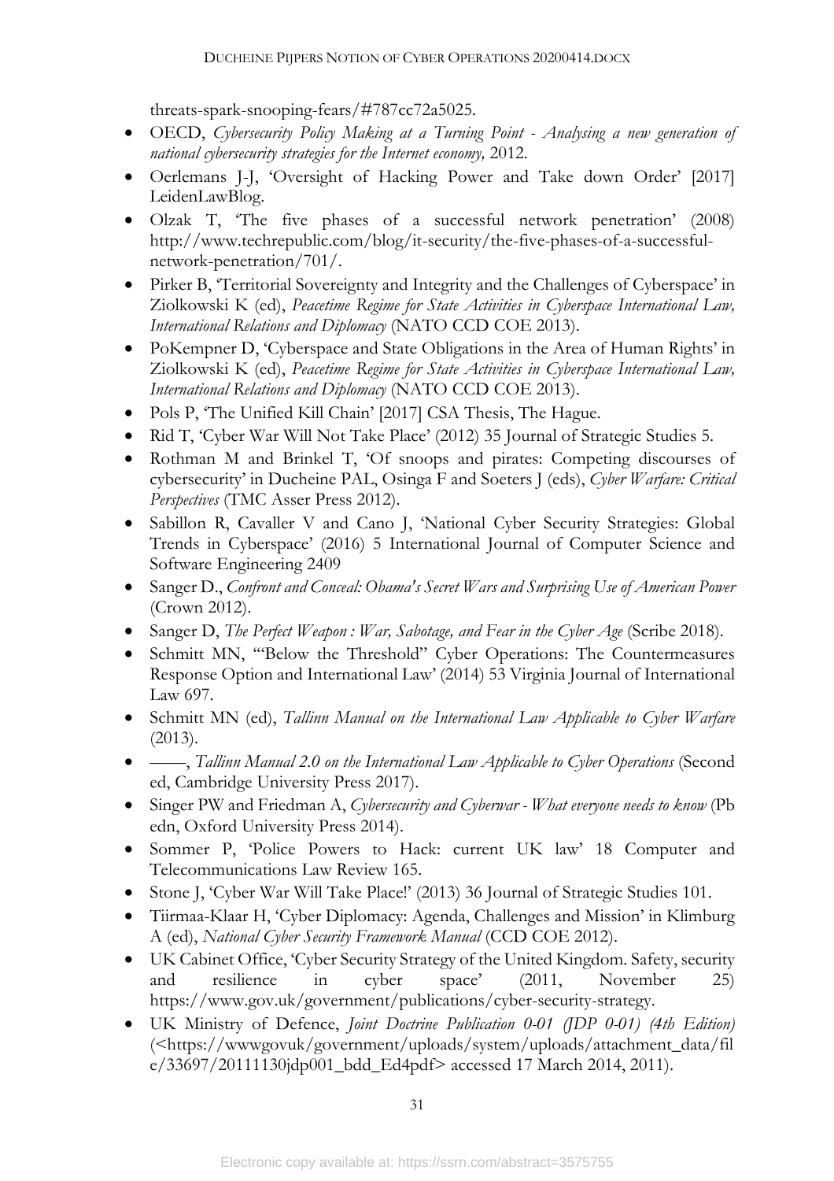threats-spark-snooping-fears/#787cc72a5025.

- OECD, *Cybersecurity Policy Making at a Turning Point - Analysing a new generation of national cybersecurity strategies for the Internet economy,* 2012.
- Oerlemans J-J, 'Oversight of Hacking Power and Take down Order' [2017] LeidenLawBlog.
- Olzak T, 'The five phases of a successful network penetration' (2008) http://www.techrepublic.com/blog/it-security/the-five-phases-of-a-successful-network-penetration/701/.
- Pirker B, 'Territorial Sovereignty and Integrity and the Challenges of Cyberspace' in Ziolkowski K (ed), *Peacetime Regime for State Activities in Cyberspace International Law, International Relations and Diplomacy* (NATO CCD COE 2013).
- PoKempner D, 'Cyberspace and State Obligations in the Area of Human Rights' in Ziolkowski K (ed), *Peacetime Regime for State Activities in Cyberspace International Law, International Relations and Diplomacy* (NATO CCD COE 2013).
- Pols P, 'The Unified Kill Chain' [2017] CSA Thesis, The Hague.
- Rid T, 'Cyber War Will Not Take Place' (2012) 35 Journal of Strategic Studies 5.
- Rothman M and Brinkel T, 'Of snoops and pirates: Competing discourses of cybersecurity' in Ducheine PAL, Osinga F and Soeters J (eds), *Cyber Warfare: Critical Perspectives* (TMC Asser Press 2012).
- Sabillon R, Cavaller V and Cano J, 'National Cyber Security Strategies: Global Trends in Cyberspace' (2016) 5 International Journal of Computer Science and Software Engineering 2409
- Sanger D., *Confront and Conceal: Obama's Secret Wars and Surprising Use of American Power* (Crown 2012).
- Sanger D, *The Perfect Weapon : War, Sabotage, and Fear in the Cyber Age* (Scribe 2018).
- Schmitt MN, '"Below the Threshold" Cyber Operations: The Countermeasures Response Option and International Law' (2014) 53 Virginia Journal of International Law 697.
- Schmitt MN (ed), *Tallinn Manual on the International Law Applicable to Cyber Warfare* (2013).
- ——, *Tallinn Manual 2.0 on the International Law Applicable to Cyber Operations* (Second ed, Cambridge University Press 2017).
- Singer PW and Friedman A, *Cybersecurity and Cyberwar - What everyone needs to know* (Pb edn, Oxford University Press 2014).
- Sommer P, 'Police Powers to Hack: current UK law' 18 Computer and Telecommunications Law Review 165.
- Stone J, 'Cyber War Will Take Place!' (2013) 36 Journal of Strategic Studies 101.
- Tiirmaa-Klaar H, 'Cyber Diplomacy: Agenda, Challenges and Mission' in Klimburg A (ed), *National Cyber Security Framework Manual* (CCD COE 2012).
- UK Cabinet Office, 'Cyber Security Strategy of the United Kingdom. Safety, security and resilience in cyber space' (2011, November 25) https://www.gov.uk/government/publications/cyber-security-strategy.
- UK Ministry of Defence, *Joint Doctrine Publication 0-01 (JDP 0-01) (4th Edition)* (<https://wwwgovuk/government/uploads/system/uploads/attachment_data/file/33697/20111130jdp001_bdd_Ed4pdf> accessed 17 March 2014, 2011).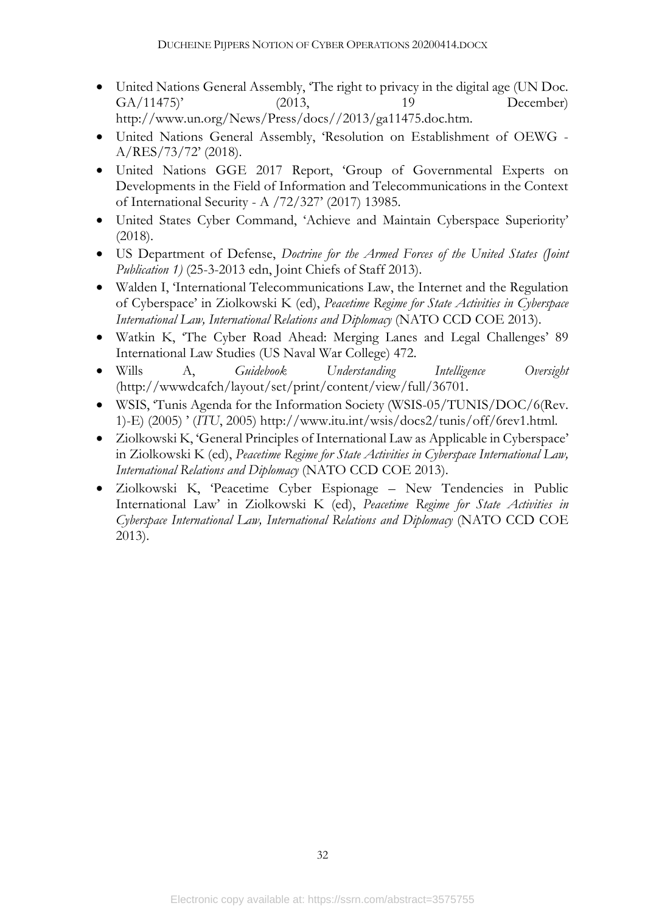- United Nations General Assembly, 'The right to privacy in the digital age (UN Doc. GA/11475)' (2013, 19 December) http://www.un.org/News/Press/docs//2013/ga11475.doc.htm.
- United Nations General Assembly, 'Resolution on Establishment of OEWG - A/RES/73/72' (2018).
- United Nations GGE 2017 Report, 'Group of Governmental Experts on Developments in the Field of Information and Telecommunications in the Context of International Security - A /72/327' (2017) 13985.
- United States Cyber Command, 'Achieve and Maintain Cyberspace Superiority' (2018).
- US Department of Defense, *Doctrine for the Armed Forces of the United States (Joint Publication 1)* (25-3-2013 edn, Joint Chiefs of Staff 2013).
- Walden I, 'International Telecommunications Law, the Internet and the Regulation of Cyberspace' in Ziolkowski K (ed), *Peacetime Regime for State Activities in Cyberspace International Law, International Relations and Diplomacy* (NATO CCD COE 2013).
- Watkin K, 'The Cyber Road Ahead: Merging Lanes and Legal Challenges' 89 International Law Studies (US Naval War College) 472.
- Wills A, *Guidebook Understanding Intelligence Oversight* (http://wwwdcafch/layout/set/print/content/view/full/36701.
- WSIS, 'Tunis Agenda for the Information Society (WSIS-05/TUNIS/DOC/6(Rev. 1)-E) (2005) ' (*ITU*, 2005) http://www.itu.int/wsis/docs2/tunis/off/6rev1.html.
- Ziolkowski K, 'General Principles of International Law as Applicable in Cyberspace' in Ziolkowski K (ed), *Peacetime Regime for State Activities in Cyberspace International Law, International Relations and Diplomacy* (NATO CCD COE 2013).
- Ziolkowski K, 'Peacetime Cyber Espionage – New Tendencies in Public International Law' in Ziolkowski K (ed), *Peacetime Regime for State Activities in Cyberspace International Law, International Relations and Diplomacy* (NATO CCD COE 2013).